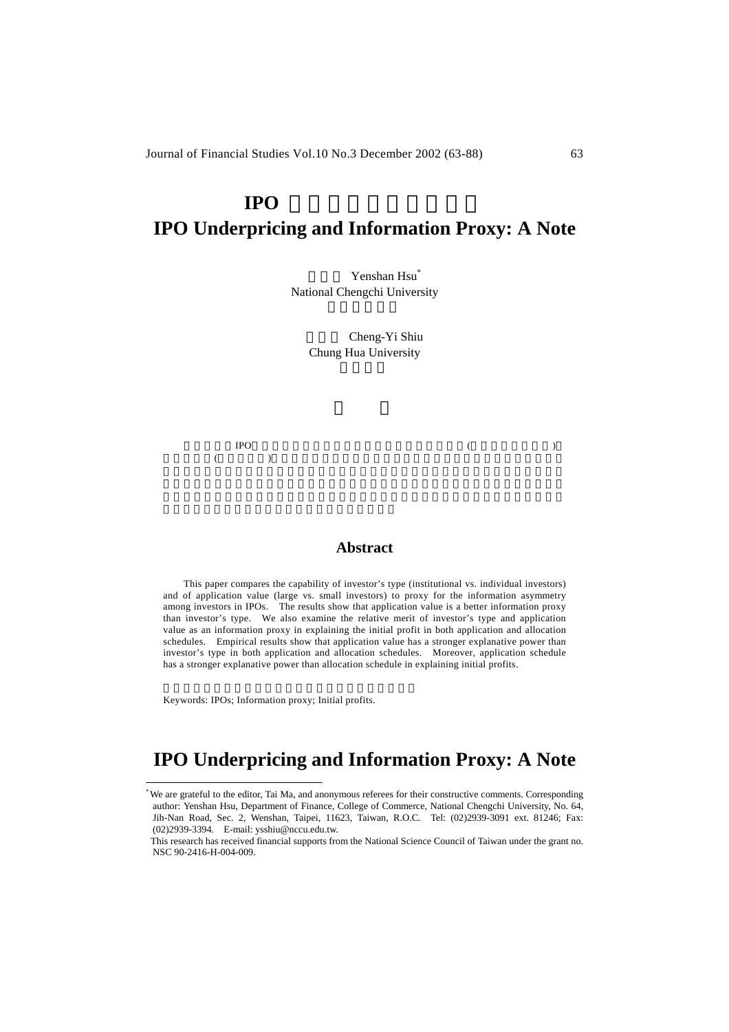# IPO

# IPO Underpricing and Information Proxy: A Note

Yenshan Hsu*
National Chengchi University

Cheng-Yi Shiu
Chung Hua University

## Abstract

This paper compares the capability of investor's type (institutional vs. individual investors) and of application value (large vs. small investors) to proxy for the information asymmetry among investors in IPOs. The results show that application value is a better information proxy than investor's type. We also examine the relative merit of investor's type and application value as an information proxy in explaining the initial profit in both application and allocation schedules. Empirical results show that application value has a stronger explanative power than investor's type in both application and allocation schedules. Moreover, application schedule has a stronger explanative power than allocation schedule in explaining initial profits.

Keywords: IPOs; Information proxy; Initial profits.

# IPO Underpricing and Information Proxy: A Note

---

* We are grateful to the editor, Tai Ma, and anonymous referees for their constructive comments. Corresponding author: Yenshan Hsu, Department of Finance, College of Commerce, National Chengchi University, No. 64, Jih-Nan Road, Sec. 2, Wenshan, Taipei, 11623, Taiwan, R.O.C. Tel: (02)2939-3091 ext. 81246; Fax: (02)2939-3394. E-mail: ysshiu@nccu.edu.tw.

This research has received financial supports from the National Science Council of Taiwan under the grant no. NSC 90-2416-H-004-009.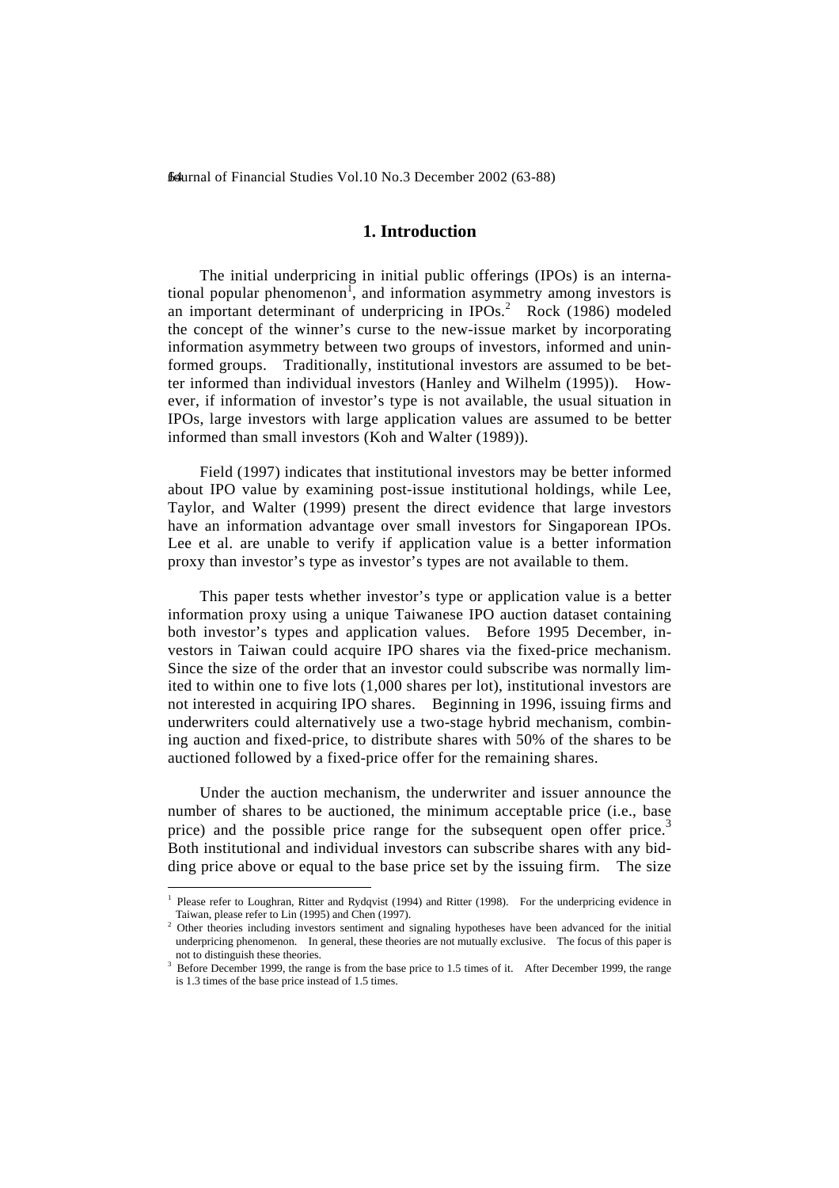## 1. Introduction

The initial underpricing in initial public offerings (IPOs) is an international popular phenomenon[1], and information asymmetry among investors is an important determinant of underpricing in IPOs.[2] Rock (1986) modeled the concept of the winner's curse to the new-issue market by incorporating information asymmetry between two groups of investors, informed and uninformed groups. Traditionally, institutional investors are assumed to be better informed than individual investors (Hanley and Wilhelm (1995)). However, if information of investor's type is not available, the usual situation in IPOs, large investors with large application values are assumed to be better informed than small investors (Koh and Walter (1989)).

Field (1997) indicates that institutional investors may be better informed about IPO value by examining post-issue institutional holdings, while Lee, Taylor, and Walter (1999) present the direct evidence that large investors have an information advantage over small investors for Singaporean IPOs. Lee et al. are unable to verify if application value is a better information proxy than investor's type as investor's types are not available to them.

This paper tests whether investor's type or application value is a better information proxy using a unique Taiwanese IPO auction dataset containing both investor's types and application values. Before 1995 December, investors in Taiwan could acquire IPO shares via the fixed-price mechanism. Since the size of the order that an investor could subscribe was normally limited to within one to five lots (1,000 shares per lot), institutional investors are not interested in acquiring IPO shares. Beginning in 1996, issuing firms and underwriters could alternatively use a two-stage hybrid mechanism, combining auction and fixed-price, to distribute shares with 50% of the shares to be auctioned followed by a fixed-price offer for the remaining shares.

Under the auction mechanism, the underwriter and issuer announce the number of shares to be auctioned, the minimum acceptable price (i.e., base price) and the possible price range for the subsequent open offer price.[3] Both institutional and individual investors can subscribe shares with any bidding price above or equal to the base price set by the issuing firm. The size

---

[1] Please refer to Loughran, Ritter and Rydqvist (1994) and Ritter (1998). For the underpricing evidence in Taiwan, please refer to Lin (1995) and Chen (1997).

[2] Other theories including investors sentiment and signaling hypotheses have been advanced for the initial underpricing phenomenon. In general, these theories are not mutually exclusive. The focus of this paper is not to distinguish these theories.

[3] Before December 1999, the range is from the base price to 1.5 times of it. After December 1999, the range is 1.3 times of the base price instead of 1.5 times.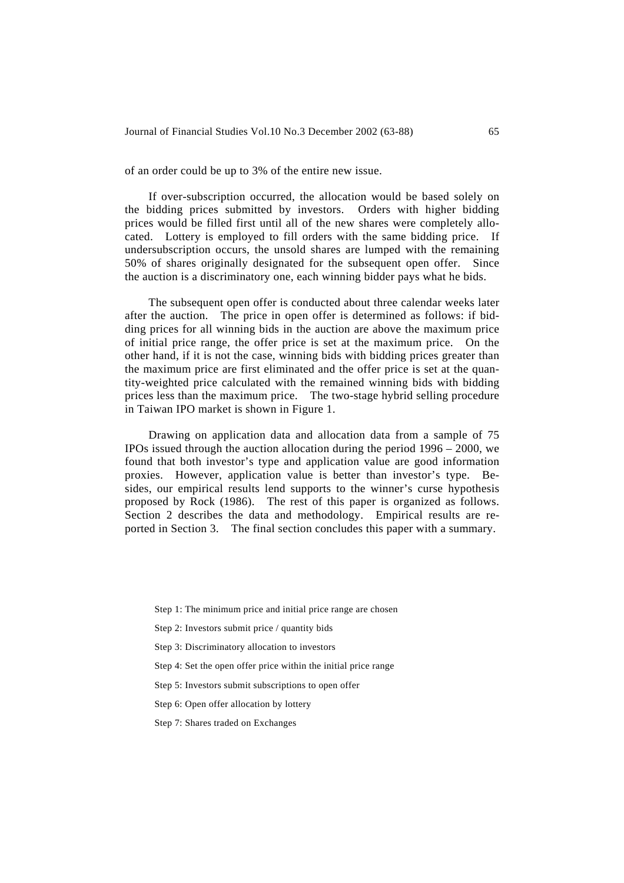of an order could be up to 3% of the entire new issue.

If over-subscription occurred, the allocation would be based solely on the bidding prices submitted by investors. Orders with higher bidding prices would be filled first until all of the new shares were completely allocated. Lottery is employed to fill orders with the same bidding price. If undersubscription occurs, the unsold shares are lumped with the remaining 50% of shares originally designated for the subsequent open offer. Since the auction is a discriminatory one, each winning bidder pays what he bids.

The subsequent open offer is conducted about three calendar weeks later after the auction. The price in open offer is determined as follows: if bidding prices for all winning bids in the auction are above the maximum price of initial price range, the offer price is set at the maximum price. On the other hand, if it is not the case, winning bids with bidding prices greater than the maximum price are first eliminated and the offer price is set at the quantity-weighted price calculated with the remained winning bids with bidding prices less than the maximum price. The two-stage hybrid selling procedure in Taiwan IPO market is shown in Figure 1.

Drawing on application data and allocation data from a sample of 75 IPOs issued through the auction allocation during the period 1996 – 2000, we found that both investor's type and application value are good information proxies. However, application value is better than investor's type. Besides, our empirical results lend supports to the winner's curse hypothesis proposed by Rock (1986). The rest of this paper is organized as follows. Section 2 describes the data and methodology. Empirical results are reported in Section 3. The final section concludes this paper with a summary.

Step 1: The minimum price and initial price range are chosen

Step 2: Investors submit price / quantity bids

Step 3: Discriminatory allocation to investors

Step 4: Set the open offer price within the initial price range

Step 5: Investors submit subscriptions to open offer

Step 6: Open offer allocation by lottery

Step 7: Shares traded on Exchanges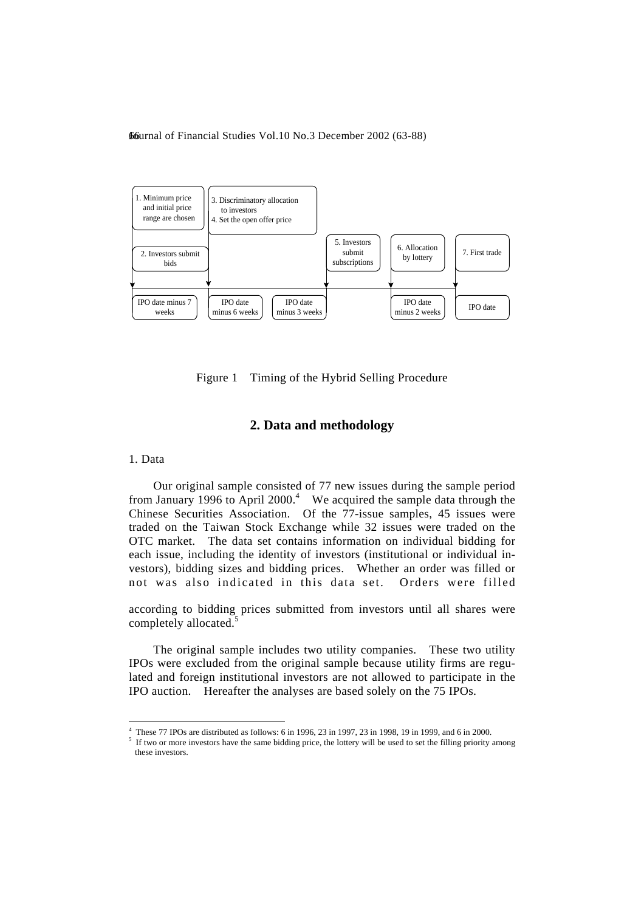1. Minimum price and initial price range are chosen

2. Investors submit bids

3. Discriminatory allocation to investors
4. Set the open offer price

5. Investors submit subscriptions

6. Allocation by lottery

7. First trade

IPO date minus 7 weeks | IPO date minus 6 weeks | IPO date minus 3 weeks | IPO date minus 2 weeks | IPO date

Figure 1 Timing of the Hybrid Selling Procedure

## 2. Data and methodology

1. Data

Our original sample consisted of 77 new issues during the sample period from January 1996 to April 2000.[4] We acquired the sample data through the Chinese Securities Association. Of the 77-issue samples, 45 issues were traded on the Taiwan Stock Exchange while 32 issues were traded on the OTC market. The data set contains information on individual bidding for each issue, including the identity of investors (institutional or individual investors), bidding sizes and bidding prices. Whether an order was filled or not was also indicated in this data set. Orders were filled according to bidding prices submitted from investors until all shares were completely allocated.[5]

The original sample includes two utility companies. These two utility IPOs were excluded from the original sample because utility firms are regulated and foreign institutional investors are not allowed to participate in the IPO auction. Hereafter the analyses are based solely on the 75 IPOs.

---

[4] These 77 IPOs are distributed as follows: 6 in 1996, 23 in 1997, 23 in 1998, 19 in 1999, and 6 in 2000.

[5] If two or more investors have the same bidding price, the lottery will be used to set the filling priority among these investors.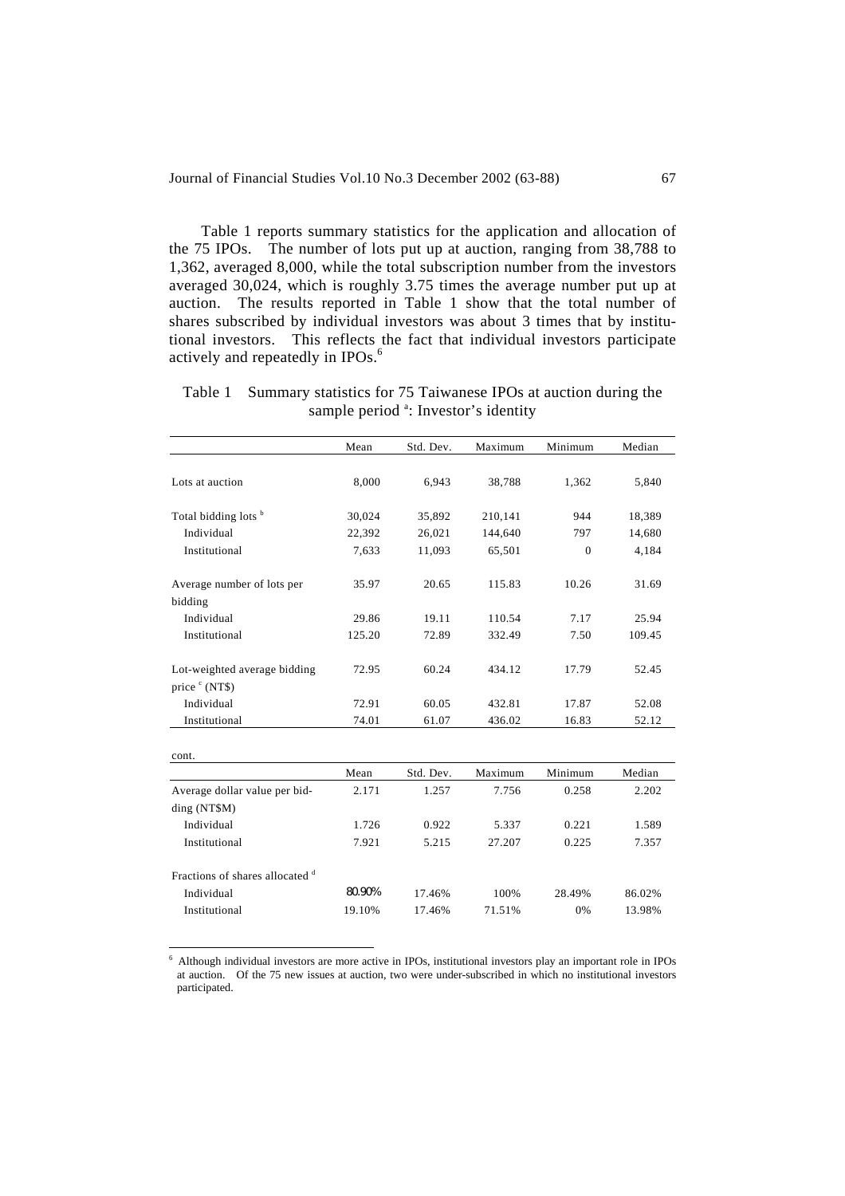Table 1 reports summary statistics for the application and allocation of the 75 IPOs. The number of lots put up at auction, ranging from 38,788 to 1,362, averaged 8,000, while the total subscription number from the investors averaged 30,024, which is roughly 3.75 times the average number put up at auction. The results reported in Table 1 show that the total number of shares subscribed by individual investors was about 3 times that by institutional investors. This reflects the fact that individual investors participate actively and repeatedly in IPOs.[6]

Table 1 Summary statistics for 75 Taiwanese IPOs at auction during the sample period [a]: Investor's identity

| | Mean | Std. Dev. | Maximum | Minimum | Median |
|---|---|---|---|---|---|
| Lots at auction | 8,000 | 6,943 | 38,788 | 1,362 | 5,840 |
| Total bidding lots [b] | 30,024 | 35,892 | 210,141 | 944 | 18,389 |
| Individual | 22,392 | 26,021 | 144,640 | 797 | 14,680 |
| Institutional | 7,633 | 11,093 | 65,501 | 0 | 4,184 |
| Average number of lots per bidding | 35.97 | 20.65 | 115.83 | 10.26 | 31.69 |
| Individual | 29.86 | 19.11 | 110.54 | 7.17 | 25.94 |
| Institutional | 125.20 | 72.89 | 332.49 | 7.50 | 109.45 |
| Lot-weighted average bidding price [c] (NT$) | 72.95 | 60.24 | 434.12 | 17.79 | 52.45 |
| Individual | 72.91 | 60.05 | 432.81 | 17.87 | 52.08 |
| Institutional | 74.01 | 61.07 | 436.02 | 16.83 | 52.12 |
| Average dollar value per bidding (NT$M) | 2.171 | 1.257 | 7.756 | 0.258 | 2.202 |
| Individual | 1.726 | 0.922 | 5.337 | 0.221 | 1.589 |
| Institutional | 7.921 | 5.215 | 27.207 | 0.225 | 7.357 |
| Fractions of shares allocated [d] | | | | | |
| Individual | 80.90% | 17.46% | 100% | 28.49% | 86.02% |
| Institutional | 19.10% | 17.46% | 71.51% | 0% | 13.98% |

[6] Although individual investors are more active in IPOs, institutional investors play an important role in IPOs at auction. Of the 75 new issues at auction, two were under-subscribed in which no institutional investors participated.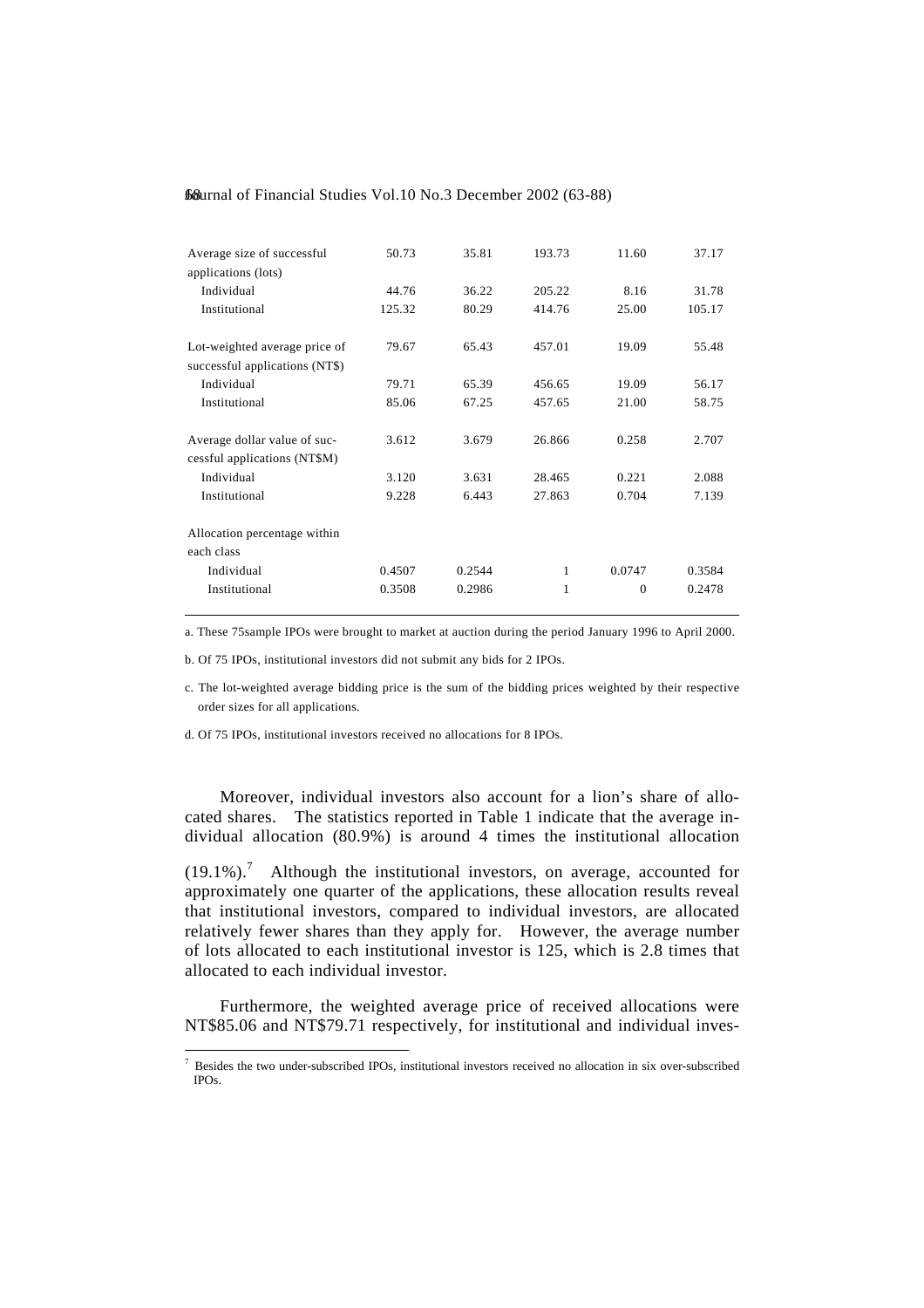| | | | | | |
|---|---|---|---|---|---|
| Average size of successful applications (lots) | 50.73 | 35.81 | 193.73 | 11.60 | 37.17 |
| Individual | 44.76 | 36.22 | 205.22 | 8.16 | 31.78 |
| Institutional | 125.32 | 80.29 | 414.76 | 25.00 | 105.17 |
| Lot-weighted average price of successful applications (NT$) | 79.67 | 65.43 | 457.01 | 19.09 | 55.48 |
| Individual | 79.71 | 65.39 | 456.65 | 19.09 | 56.17 |
| Institutional | 85.06 | 67.25 | 457.65 | 21.00 | 58.75 |
| Average dollar value of successful applications (NT$M) | 3.612 | 3.679 | 26.866 | 0.258 | 2.707 |
| Individual | 3.120 | 3.631 | 28.465 | 0.221 | 2.088 |
| Institutional | 9.228 | 6.443 | 27.863 | 0.704 | 7.139 |
| Allocation percentage within each class | | | | | |
| Individual | 0.4507 | 0.2544 | 1 | 0.0747 | 0.3584 |
| Institutional | 0.3508 | 0.2986 | 1 | 0 | 0.2478 |

a. These 75sample IPOs were brought to market at auction during the period January 1996 to April 2000.

b. Of 75 IPOs, institutional investors did not submit any bids for 2 IPOs.

c. The lot-weighted average bidding price is the sum of the bidding prices weighted by their respective order sizes for all applications.

d. Of 75 IPOs, institutional investors received no allocations for 8 IPOs.

Moreover, individual investors also account for a lion's share of allocated shares. The statistics reported in Table 1 indicate that the average individual allocation (80.9%) is around 4 times the institutional allocation (19.1%).[7] Although the institutional investors, on average, accounted for approximately one quarter of the applications, these allocation results reveal that institutional investors, compared to individual investors, are allocated relatively fewer shares than they apply for. However, the average number of lots allocated to each institutional investor is 125, which is 2.8 times that allocated to each individual investor.

Furthermore, the weighted average price of received allocations were NT$85.06 and NT$79.71 respectively, for institutional and individual inves-

[7] Besides the two under-subscribed IPOs, institutional investors received no allocation in six over-subscribed IPOs.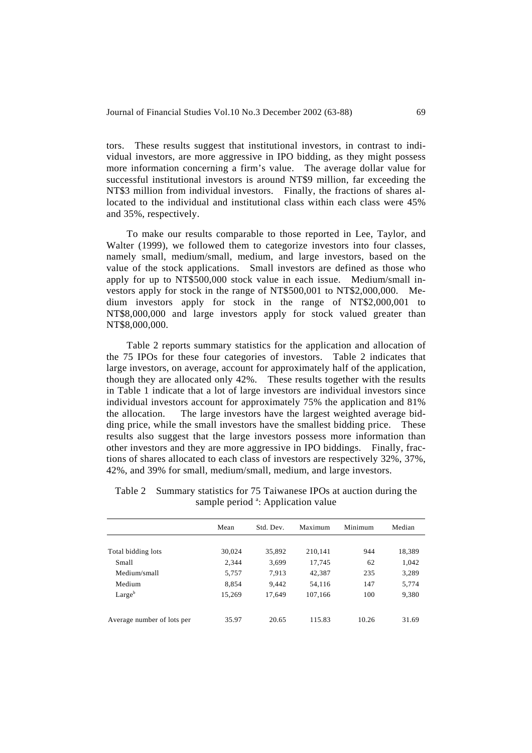tors. These results suggest that institutional investors, in contrast to individual investors, are more aggressive in IPO bidding, as they might possess more information concerning a firm's value. The average dollar value for successful institutional investors is around NT$9 million, far exceeding the NT$3 million from individual investors. Finally, the fractions of shares allocated to the individual and institutional class within each class were 45% and 35%, respectively.

To make our results comparable to those reported in Lee, Taylor, and Walter (1999), we followed them to categorize investors into four classes, namely small, medium/small, medium, and large investors, based on the value of the stock applications. Small investors are defined as those who apply for up to NT$500,000 stock value in each issue. Medium/small investors apply for stock in the range of NT$500,001 to NT$2,000,000. Medium investors apply for stock in the range of NT$2,000,001 to NT$8,000,000 and large investors apply for stock valued greater than NT$8,000,000.

Table 2 reports summary statistics for the application and allocation of the 75 IPOs for these four categories of investors. Table 2 indicates that large investors, on average, account for approximately half of the application, though they are allocated only 42%. These results together with the results in Table 1 indicate that a lot of large investors are individual investors since individual investors account for approximately 75% the application and 81% the allocation. The large investors have the largest weighted average bidding price, while the small investors have the smallest bidding price. These results also suggest that the large investors possess more information than other investors and they are more aggressive in IPO biddings. Finally, fractions of shares allocated to each class of investors are respectively 32%, 37%, 42%, and 39% for small, medium/small, medium, and large investors.

Table 2 Summary statistics for 75 Taiwanese IPOs at auction during the sample period [a]: Application value

| | Mean | Std. Dev. | Maximum | Minimum | Median |
|---|---|---|---|---|---|
| Total bidding lots | 30,024 | 35,892 | 210,141 | 944 | 18,389 |
| Small | 2,344 | 3,699 | 17,745 | 62 | 1,042 |
| Medium/small | 5,757 | 7,913 | 42,387 | 235 | 3,289 |
| Medium | 8,854 | 9,442 | 54,116 | 147 | 5,774 |
| Large[b] | 15,269 | 17,649 | 107,166 | 100 | 9,380 |
| Average number of lots per | 35.97 | 20.65 | 115.83 | 10.26 | 31.69 |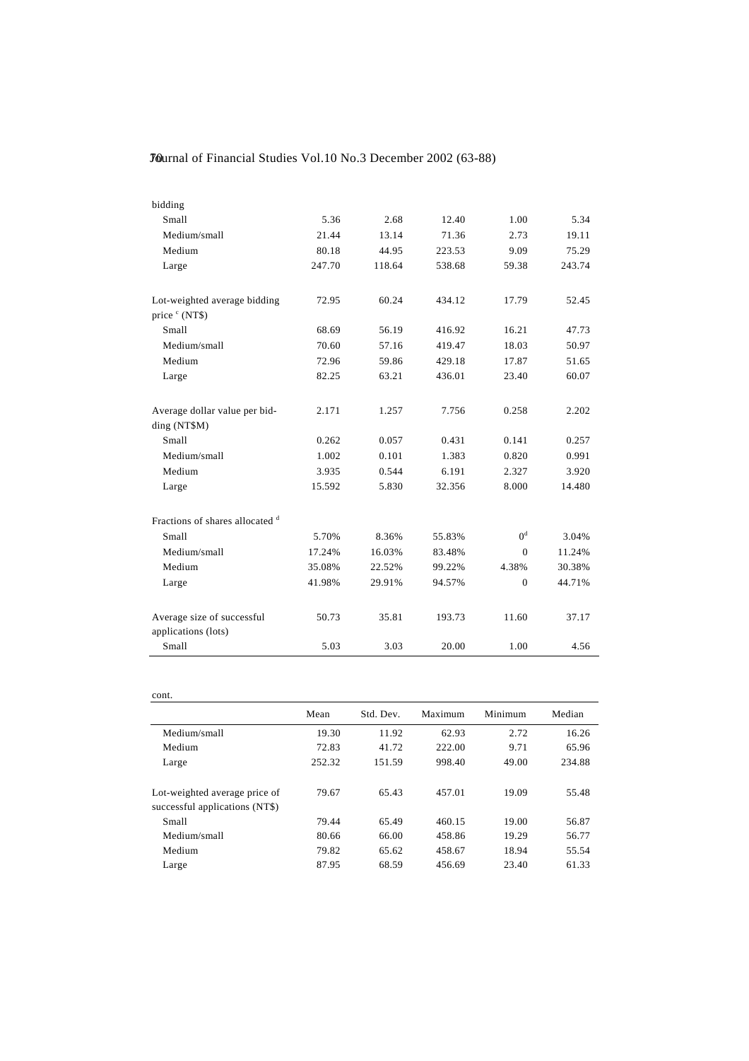| | Mean | Std. Dev. | Maximum | Minimum | Median |
|---|---|---|---|---|---|
| bidding | | | | | |
| Small | 5.36 | 2.68 | 12.40 | 1.00 | 5.34 |
| Medium/small | 21.44 | 13.14 | 71.36 | 2.73 | 19.11 |
| Medium | 80.18 | 44.95 | 223.53 | 9.09 | 75.29 |
| Large | 247.70 | 118.64 | 538.68 | 59.38 | 243.74 |
| Lot-weighted average bidding price [c] (NT$) | 72.95 | 60.24 | 434.12 | 17.79 | 52.45 |
| Small | 68.69 | 56.19 | 416.92 | 16.21 | 47.73 |
| Medium/small | 70.60 | 57.16 | 419.47 | 18.03 | 50.97 |
| Medium | 72.96 | 59.86 | 429.18 | 17.87 | 51.65 |
| Large | 82.25 | 63.21 | 436.01 | 23.40 | 60.07 |
| Average dollar value per bidding (NT$M) | 2.171 | 1.257 | 7.756 | 0.258 | 2.202 |
| Small | 0.262 | 0.057 | 0.431 | 0.141 | 0.257 |
| Medium/small | 1.002 | 0.101 | 1.383 | 0.820 | 0.991 |
| Medium | 3.935 | 0.544 | 6.191 | 2.327 | 3.920 |
| Large | 15.592 | 5.830 | 32.356 | 8.000 | 14.480 |
| Fractions of shares allocated [d] | | | | | |
| Small | 5.70% | 8.36% | 55.83% | 0[d] | 3.04% |
| Medium/small | 17.24% | 16.03% | 83.48% | 0 | 11.24% |
| Medium | 35.08% | 22.52% | 99.22% | 4.38% | 30.38% |
| Large | 41.98% | 29.91% | 94.57% | 0 | 44.71% |
| Average size of successful applications (lots) | 50.73 | 35.81 | 193.73 | 11.60 | 37.17 |
| Small | 5.03 | 3.03 | 20.00 | 1.00 | 4.56 |
| Medium/small | 19.30 | 11.92 | 62.93 | 2.72 | 16.26 |
| Medium | 72.83 | 41.72 | 222.00 | 9.71 | 65.96 |
| Large | 252.32 | 151.59 | 998.40 | 49.00 | 234.88 |
| Lot-weighted average price of successful applications (NT$) | 79.67 | 65.43 | 457.01 | 19.09 | 55.48 |
| Small | 79.44 | 65.49 | 460.15 | 19.00 | 56.87 |
| Medium/small | 80.66 | 66.00 | 458.86 | 19.29 | 56.77 |
| Medium | 79.82 | 65.62 | 458.67 | 18.94 | 55.54 |
| Large | 87.95 | 68.59 | 456.69 | 23.40 | 61.33 |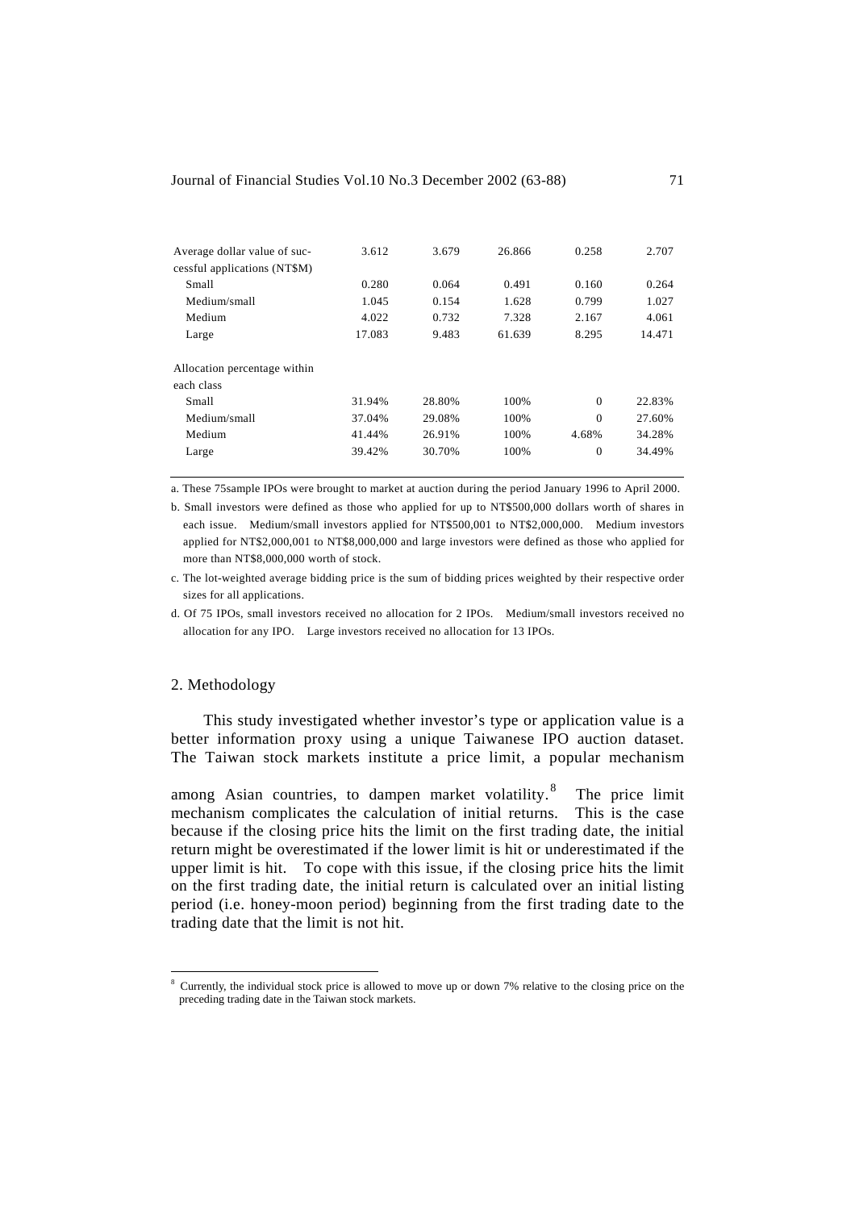| | | | | | |
|---|---|---|---|---|---|
| Average dollar value of successful applications (NT$M) | 3.612 | 3.679 | 26.866 | 0.258 | 2.707 |
| Small | 0.280 | 0.064 | 0.491 | 0.160 | 0.264 |
| Medium/small | 1.045 | 0.154 | 1.628 | 0.799 | 1.027 |
| Medium | 4.022 | 0.732 | 7.328 | 2.167 | 4.061 |
| Large | 17.083 | 9.483 | 61.639 | 8.295 | 14.471 |
| Allocation percentage within each class | | | | | |
| Small | 31.94% | 28.80% | 100% | 0 | 22.83% |
| Medium/small | 37.04% | 29.08% | 100% | 0 | 27.60% |
| Medium | 41.44% | 26.91% | 100% | 4.68% | 34.28% |
| Large | 39.42% | 30.70% | 100% | 0 | 34.49% |

a. These 75sample IPOs were brought to market at auction during the period January 1996 to April 2000.

b. Small investors were defined as those who applied for up to NT$500,000 dollars worth of shares in each issue. Medium/small investors applied for NT$500,001 to NT$2,000,000. Medium investors applied for NT$2,000,001 to NT$8,000,000 and large investors were defined as those who applied for more than NT$8,000,000 worth of stock.

c. The lot-weighted average bidding price is the sum of bidding prices weighted by their respective order sizes for all applications.

d. Of 75 IPOs, small investors received no allocation for 2 IPOs. Medium/small investors received no allocation for any IPO. Large investors received no allocation for 13 IPOs.

## 2. Methodology

This study investigated whether investor's type or application value is a better information proxy using a unique Taiwanese IPO auction dataset. The Taiwan stock markets institute a price limit, a popular mechanism among Asian countries, to dampen market volatility.[8] The price limit mechanism complicates the calculation of initial returns. This is the case because if the closing price hits the limit on the first trading date, the initial return might be overestimated if the lower limit is hit or underestimated if the upper limit is hit. To cope with this issue, if the closing price hits the limit on the first trading date, the initial return is calculated over an initial listing period (i.e. honey-moon period) beginning from the first trading date to the trading date that the limit is not hit.

[8] Currently, the individual stock price is allowed to move up or down 7% relative to the closing price on the preceding trading date in the Taiwan stock markets.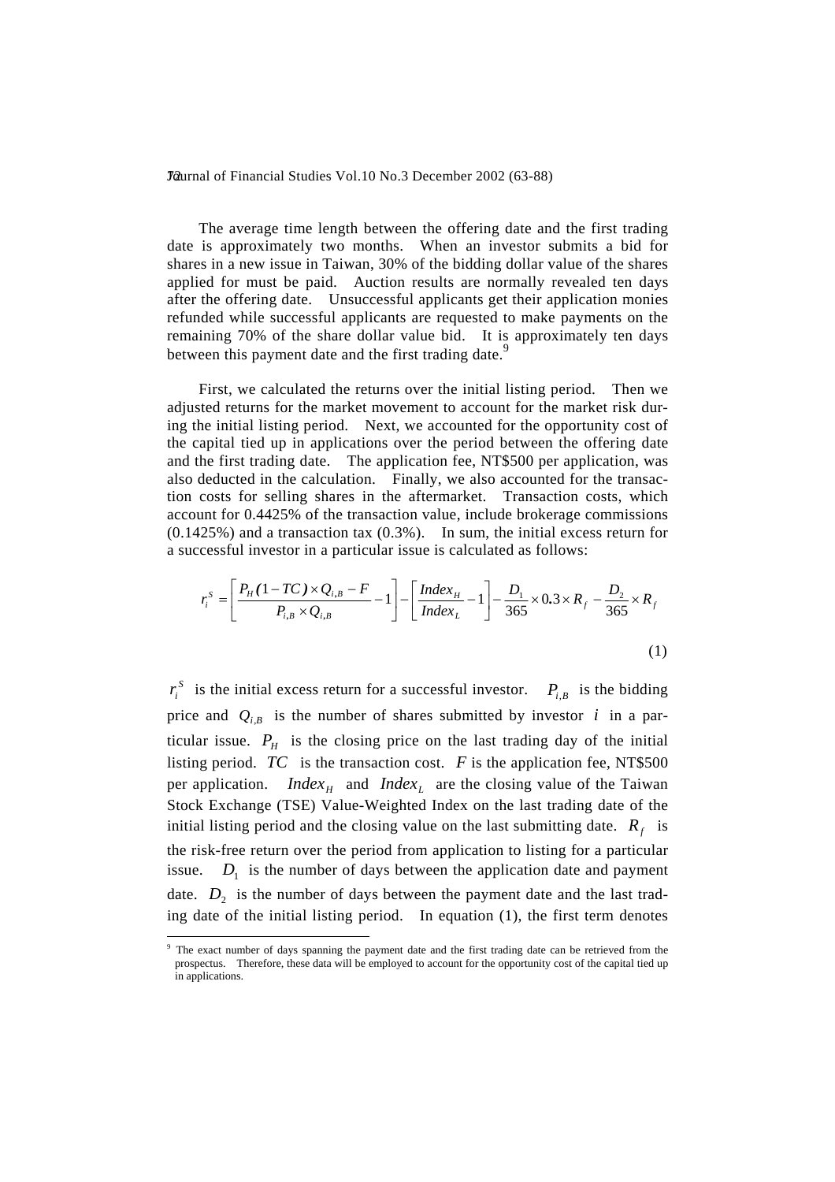The average time length between the offering date and the first trading date is approximately two months. When an investor submits a bid for shares in a new issue in Taiwan, 30% of the bidding dollar value of the shares applied for must be paid. Auction results are normally revealed ten days after the offering date. Unsuccessful applicants get their application monies refunded while successful applicants are requested to make payments on the remaining 70% of the share dollar value bid. It is approximately ten days between this payment date and the first trading date.[9]

First, we calculated the returns over the initial listing period. Then we adjusted returns for the market movement to account for the market risk during the initial listing period. Next, we accounted for the opportunity cost of the capital tied up in applications over the period between the offering date and the first trading date. The application fee, NT$500 per application, was also deducted in the calculation. Finally, we also accounted for the transaction costs for selling shares in the aftermarket. Transaction costs, which account for 0.4425% of the transaction value, include brokerage commissions (0.1425%) and a transaction tax (0.3%). In sum, the initial excess return for a successful investor in a particular issue is calculated as follows:

$$r_i^S = \left[\frac{P_H(1-TC)\times Q_{i,B} - F}{P_{i,B}\times Q_{i,B}} - 1\right] - \left[\frac{Index_H}{Index_L} - 1\right] - \frac{D_1}{365}\times 0.3\times R_f - \frac{D_2}{365}\times R_f \tag{1}$$

$r_i^S$ is the initial excess return for a successful investor. $P_{i,B}$ is the bidding price and $Q_{i,B}$ is the number of shares submitted by investor $i$ in a particular issue. $P_H$ is the closing price on the last trading day of the initial listing period. $TC$ is the transaction cost. $F$ is the application fee, NT$500 per application. $Index_H$ and $Index_L$ are the closing value of the Taiwan Stock Exchange (TSE) Value-Weighted Index on the last trading date of the initial listing period and the closing value on the last submitting date. $R_f$ is the risk-free return over the period from application to listing for a particular issue. $D_1$ is the number of days between the application date and payment date. $D_2$ is the number of days between the payment date and the last trading date of the initial listing period. In equation (1), the first term denotes

[9] The exact number of days spanning the payment date and the first trading date can be retrieved from the prospectus. Therefore, these data will be employed to account for the opportunity cost of the capital tied up in applications.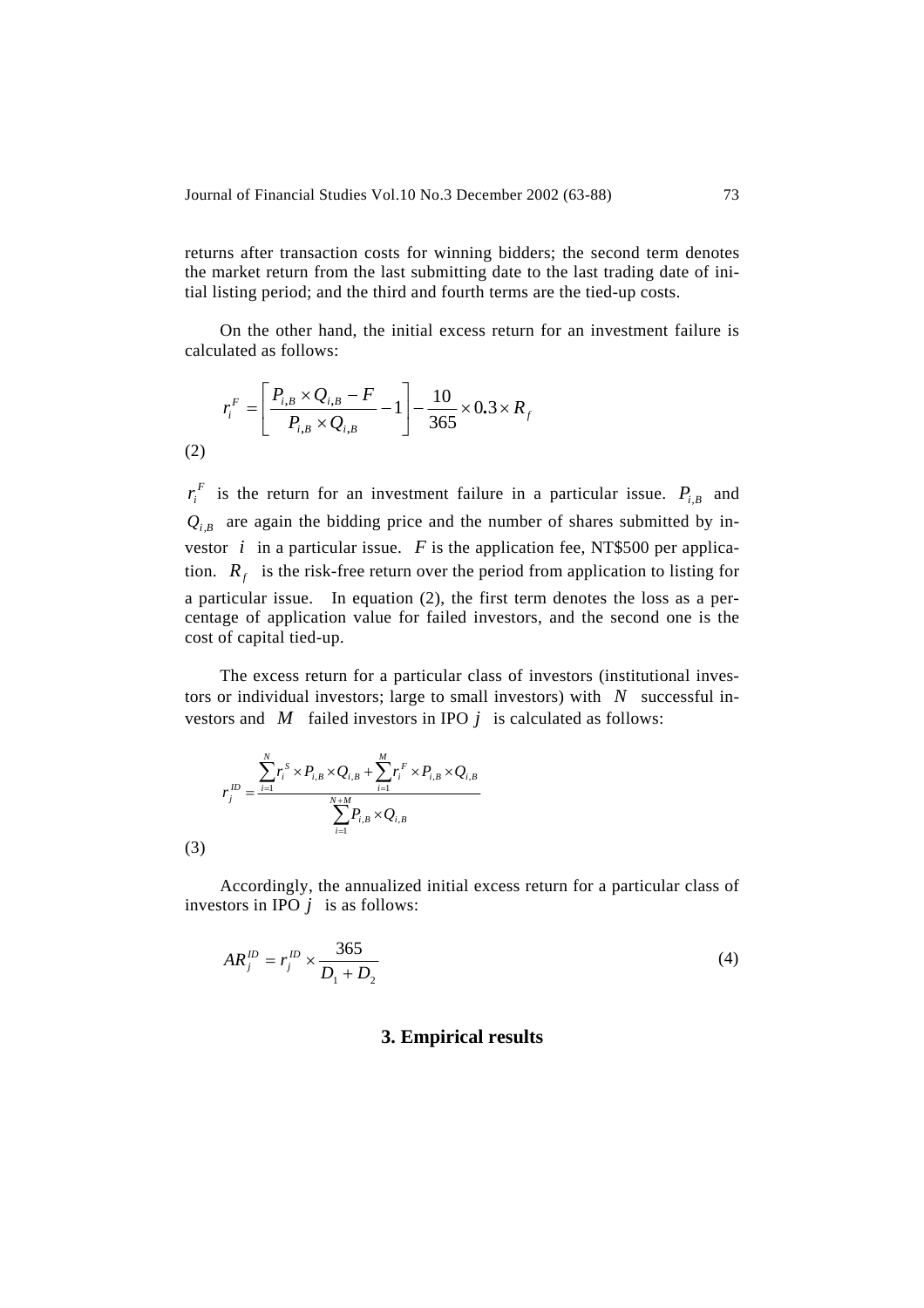returns after transaction costs for winning bidders; the second term denotes the market return from the last submitting date to the last trading date of initial listing period; and the third and fourth terms are the tied-up costs.

On the other hand, the initial excess return for an investment failure is calculated as follows:

$$r_i^F = \left[ \frac{P_{i,B} \times Q_{i,B} - F}{P_{i,B} \times Q_{i,B}} - 1 \right] - \frac{10}{365} \times 0.3 \times R_f$$

(2)

$r_i^F$ is the return for an investment failure in a particular issue. $P_{i,B}$ and $Q_{i,B}$ are again the bidding price and the number of shares submitted by investor $i$ in a particular issue. $F$ is the application fee, NT$500 per application. $R_f$ is the risk-free return over the period from application to listing for a particular issue. In equation (2), the first term denotes the loss as a percentage of application value for failed investors, and the second one is the cost of capital tied-up.

The excess return for a particular class of investors (institutional investors or individual investors; large to small investors) with $N$ successful investors and $M$ failed investors in IPO $j$ is calculated as follows:

$$r_j^{ID} = \frac{\sum_{i=1}^{N} r_i^S \times P_{i,B} \times Q_{i,B} + \sum_{i=1}^{M} r_i^F \times P_{i,B} \times Q_{i,B}}{\sum_{i=1}^{N+M} P_{i,B} \times Q_{i,B}}$$

(3)

Accordingly, the annualized initial excess return for a particular class of investors in IPO $j$ is as follows:

$$AR_j^{ID} = r_j^{ID} \times \frac{365}{D_1 + D_2} \tag{4}$$

## 3. Empirical results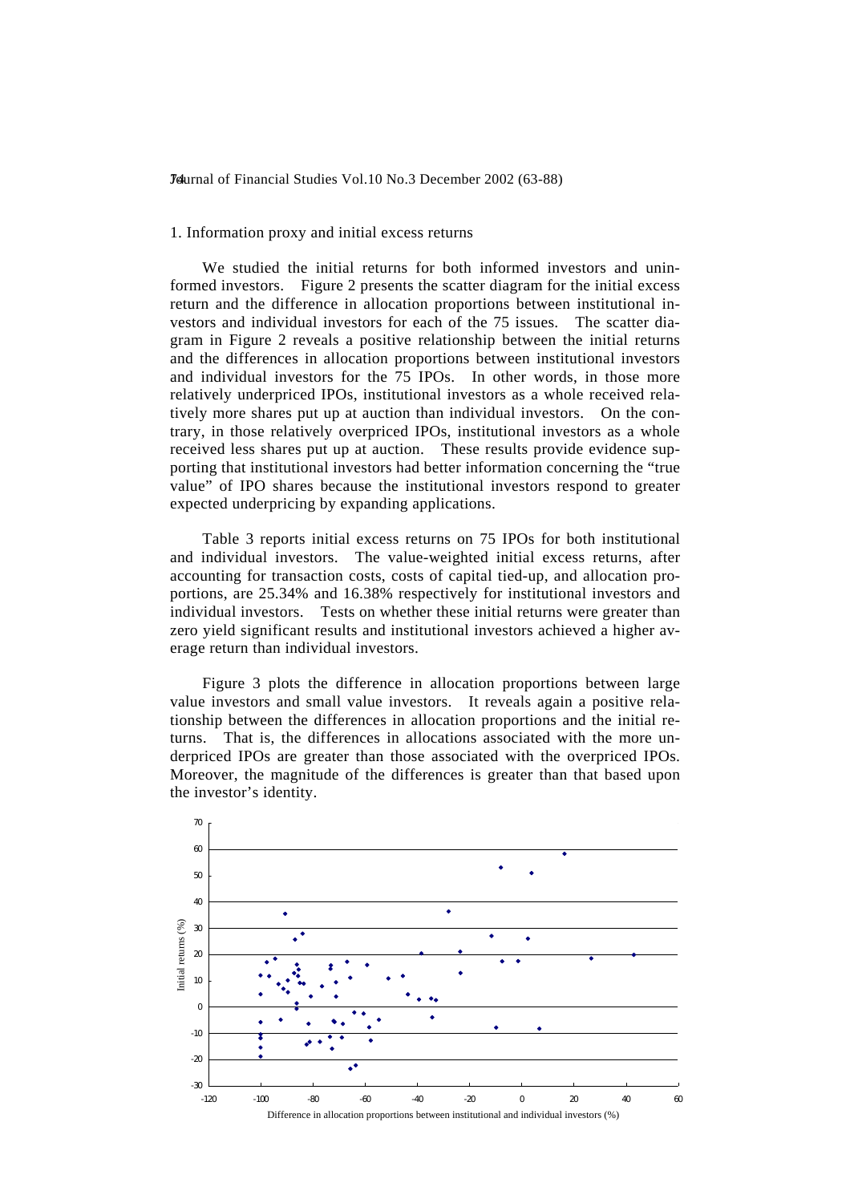1. Information proxy and initial excess returns

We studied the initial returns for both informed investors and uninformed investors. Figure 2 presents the scatter diagram for the initial excess return and the difference in allocation proportions between institutional investors and individual investors for each of the 75 issues. The scatter diagram in Figure 2 reveals a positive relationship between the initial returns and the differences in allocation proportions between institutional investors and individual investors for the 75 IPOs. In other words, in those more relatively underpriced IPOs, institutional investors as a whole received relatively more shares put up at auction than individual investors. On the contrary, in those relatively overpriced IPOs, institutional investors as a whole received less shares put up at auction. These results provide evidence supporting that institutional investors had better information concerning the "true value" of IPO shares because the institutional investors respond to greater expected underpricing by expanding applications.

Table 3 reports initial excess returns on 75 IPOs for both institutional and individual investors. The value-weighted initial excess returns, after accounting for transaction costs, costs of capital tied-up, and allocation proportions, are 25.34% and 16.38% respectively for institutional investors and individual investors. Tests on whether these initial returns were greater than zero yield significant results and institutional investors achieved a higher average return than individual investors.

Figure 3 plots the difference in allocation proportions between large value investors and small value investors. It reveals again a positive relationship between the differences in allocation proportions and the initial returns. That is, the differences in allocations associated with the more underpriced IPOs are greater than those associated with the overpriced IPOs. Moreover, the magnitude of the differences is greater than that based upon the investor's identity.

Initial returns (%)

Difference in allocation proportions between institutional and individual investors (%)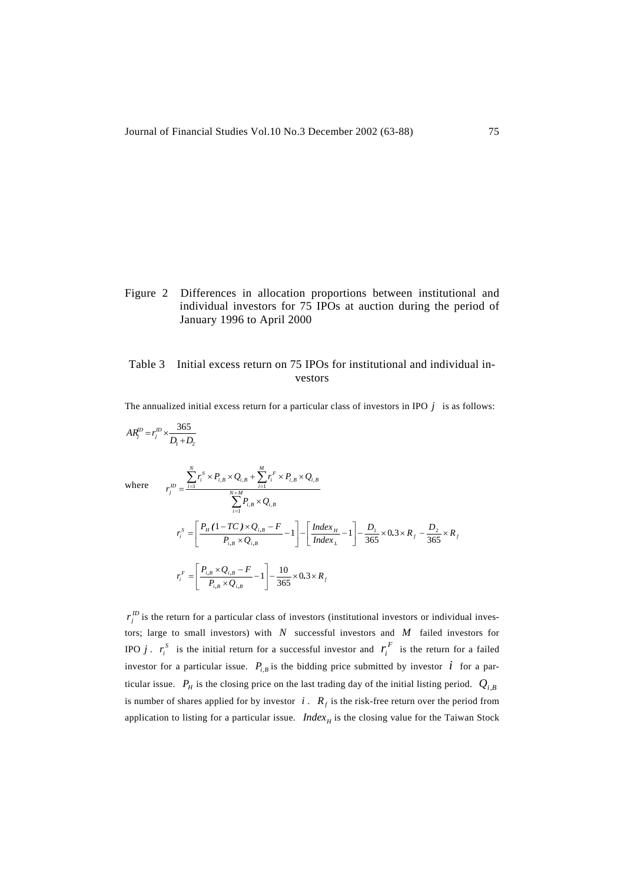Figure 2 Differences in allocation proportions between institutional and individual investors for 75 IPOs at auction during the period of January 1996 to April 2000

Table 3 Initial excess return on 75 IPOs for institutional and individual investors

The annualized initial excess return for a particular class of investors in IPO $j$ is as follows:

$$AR_j^{ID} = r_j^{ID} \times \frac{365}{D_1 + D_2}$$

where
$$r_j^{ID} = \frac{\sum_{i=1}^{N} r_i^S \times P_{i,B} \times Q_{i,B} + \sum_{i=1}^{M} r_i^F \times P_{i,B} \times Q_{i,B}}{\sum_{i=1}^{N+M} P_{i,B} \times Q_{i,B}}$$

$$r_i^S = \left[ \frac{P_H (1 - TC) \times Q_{i,B} - F}{P_{i,B} \times Q_{i,B}} - 1 \right] - \left[ \frac{Index_H}{Index_L} - 1 \right] - \frac{D_1}{365} \times 0.3 \times R_f - \frac{D_2}{365} \times R_f$$

$$r_i^F = \left[ \frac{P_{i,B} \times Q_{i,B} - F}{P_{i,B} \times Q_{i,B}} - 1 \right] - \frac{10}{365} \times 0.3 \times R_f$$

$r_j^{ID}$ is the return for a particular class of investors (institutional investors or individual investors; large to small investors) with $N$ successful investors and $M$ failed investors for IPO $j$. $r_i^S$ is the initial return for a successful investor and $r_i^F$ is the return for a failed investor for a particular issue. $P_{i,B}$ is the bidding price submitted by investor $i$ for a particular issue. $P_H$ is the closing price on the last trading day of the initial listing period. $Q_{i,B}$ is number of shares applied for by investor $i$. $R_f$ is the risk-free return over the period from application to listing for a particular issue. $Index_H$ is the closing value for the Taiwan Stock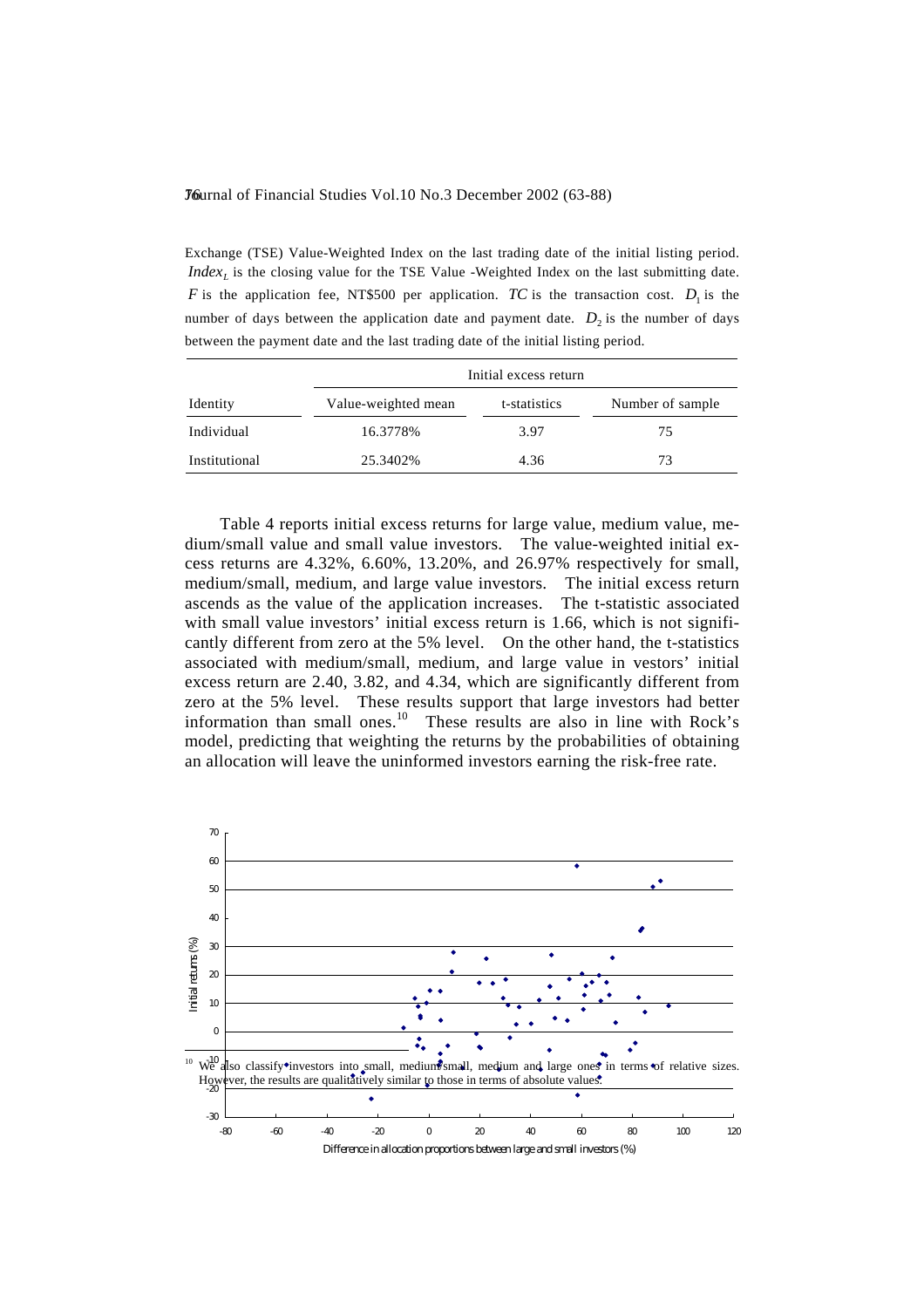Exchange (TSE) Value-Weighted Index on the last trading date of the initial listing period. $Index_L$ is the closing value for the TSE Value -Weighted Index on the last submitting date. $F$ is the application fee, NT\$500 per application. $TC$ is the transaction cost. $D_1$ is the number of days between the application date and payment date. $D_2$ is the number of days between the payment date and the last trading date of the initial listing period.

| | Initial excess return | | |
|---|---|---|---|
| Identity | Value-weighted mean | t-statistics | Number of sample |
| Individual | 16.3778% | 3.97 | 75 |
| Institutional | 25.3402% | 4.36 | 73 |

Table 4 reports initial excess returns for large value, medium value, medium/small value and small value investors. The value-weighted initial excess returns are 4.32%, 6.60%, 13.20%, and 26.97% respectively for small, medium/small, medium, and large value investors. The initial excess return ascends as the value of the application increases. The t-statistic associated with small value investors' initial excess return is 1.66, which is not significantly different from zero at the 5% level. On the other hand, the t-statistics associated with medium/small, medium, and large value in vestors' initial excess return are 2.40, 3.82, and 4.34, which are significantly different from zero at the 5% level. These results support that large investors had better information than small ones.[10] These results are also in line with Rock's model, predicting that weighting the returns by the probabilities of obtaining an allocation will leave the uninformed investors earning the risk-free rate.

[10] We also classify investors into small, medium/small, medium and large ones in terms of relative sizes. However, the results are qualitatively similar to those in terms of absolute values.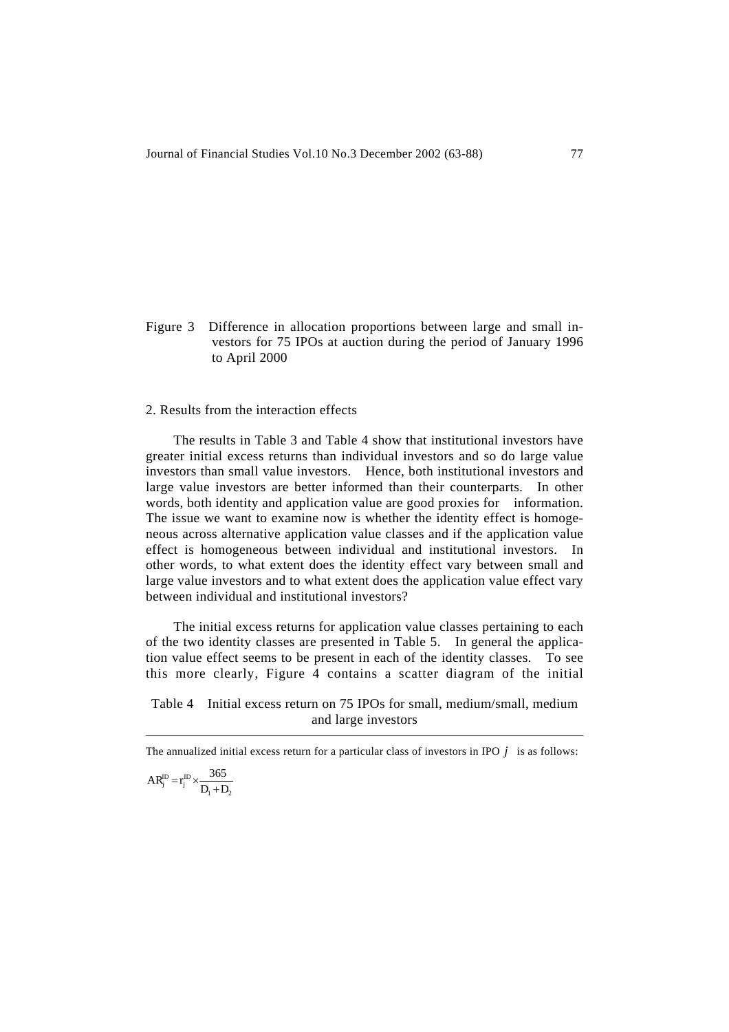Figure 3 Difference in allocation proportions between large and small investors for 75 IPOs at auction during the period of January 1996 to April 2000

2. Results from the interaction effects

The results in Table 3 and Table 4 show that institutional investors have greater initial excess returns than individual investors and so do large value investors than small value investors. Hence, both institutional investors and large value investors are better informed than their counterparts. In other words, both identity and application value are good proxies for information. The issue we want to examine now is whether the identity effect is homogeneous across alternative application value classes and if the application value effect is homogeneous between individual and institutional investors. In other words, to what extent does the identity effect vary between small and large value investors and to what extent does the application value effect vary between individual and institutional investors?

The initial excess returns for application value classes pertaining to each of the two identity classes are presented in Table 5. In general the application value effect seems to be present in each of the identity classes. To see this more clearly, Figure 4 contains a scatter diagram of the initial

Table 4 Initial excess return on 75 IPOs for small, medium/small, medium and large investors

The annualized initial excess return for a particular class of investors in IPO $j$ is as follows:

$$AR_j^{ID} = r_j^{ID} \times \frac{365}{D_1 + D_2}$$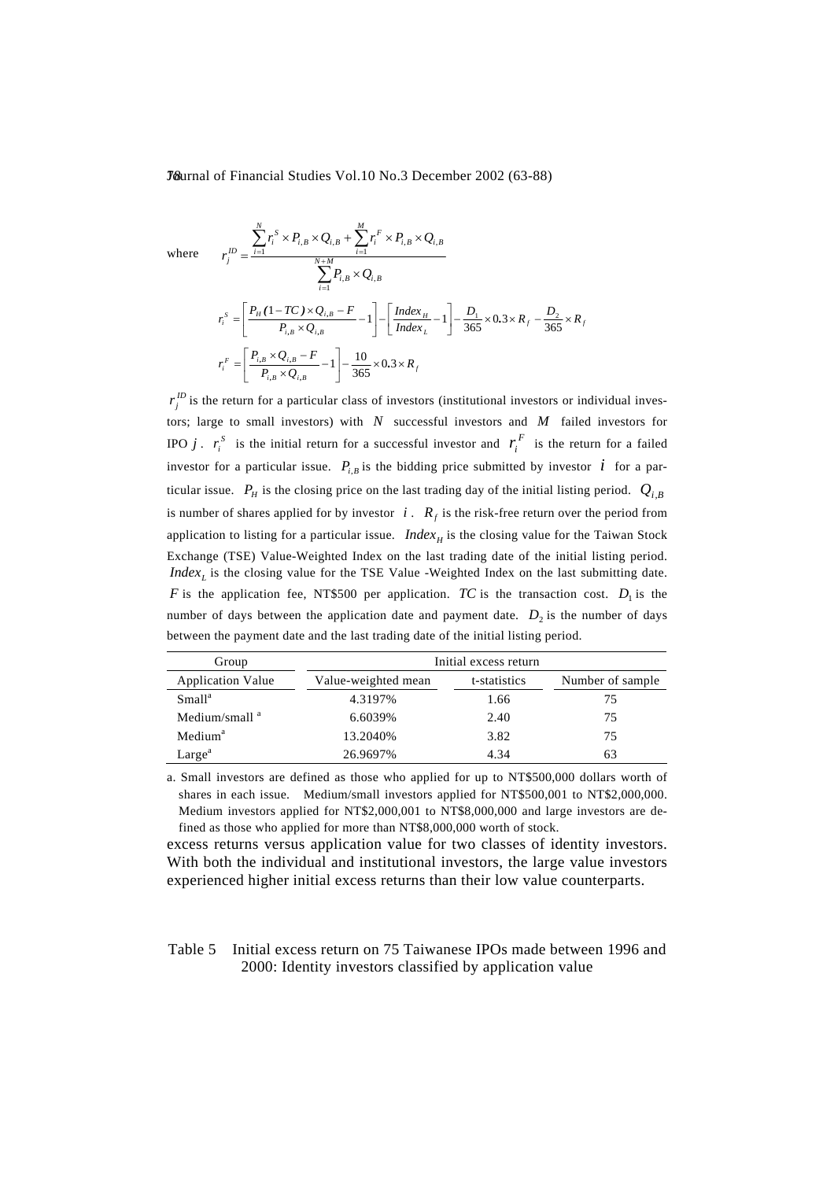where
$$r_j^{ID} = \frac{\sum_{i=1}^{N} r_i^S \times P_{i,B} \times Q_{i,B} + \sum_{i=1}^{M} r_i^F \times P_{i,B} \times Q_{i,B}}{\sum_{i=1}^{N+M} P_{i,B} \times Q_{i,B}}$$

$$r_i^S = \left[\frac{P_H(1-TC) \times Q_{i,B} - F}{P_{i,B} \times Q_{i,B}} - 1\right] - \left[\frac{Index_H}{Index_L} - 1\right] - \frac{D_1}{365} \times 0.3 \times R_f - \frac{D_2}{365} \times R_f$$

$$r_i^F = \left[\frac{P_{i,B} \times Q_{i,B} - F}{P_{i,B} \times Q_{i,B}} - 1\right] - \frac{10}{365} \times 0.3 \times R_f$$

$r_j^{ID}$ is the return for a particular class of investors (institutional investors or individual investors; large to small investors) with $N$ successful investors and $M$ failed investors for IPO $j$. $r_i^S$ is the initial return for a successful investor and $r_i^F$ is the return for a failed investor for a particular issue. $P_{i,B}$ is the bidding price submitted by investor $i$ for a particular issue. $P_H$ is the closing price on the last trading day of the initial listing period. $Q_{i,B}$ is number of shares applied for by investor $i$. $R_f$ is the risk-free return over the period from application to listing for a particular issue. $Index_H$ is the closing value for the Taiwan Stock Exchange (TSE) Value-Weighted Index on the last trading date of the initial listing period. $Index_L$ is the closing value for the TSE Value -Weighted Index on the last submitting date. $F$ is the application fee, NT$500 per application. $TC$ is the transaction cost. $D_1$ is the number of days between the application date and payment date. $D_2$ is the number of days between the payment date and the last trading date of the initial listing period.

| Group | Initial excess return | | |
|---|---|---|---|
| Application Value | Value-weighted mean | t-statistics | Number of sample |
| Small[a] | 4.3197% | 1.66 | 75 |
| Medium/small [a] | 6.6039% | 2.40 | 75 |
| Medium[a] | 13.2040% | 3.82 | 75 |
| Large[a] | 26.9697% | 4.34 | 63 |

a. Small investors are defined as those who applied for up to NT$500,000 dollars worth of shares in each issue. Medium/small investors applied for NT$500,001 to NT$2,000,000. Medium investors applied for NT$2,000,001 to NT$8,000,000 and large investors are defined as those who applied for more than NT$8,000,000 worth of stock.

excess returns versus application value for two classes of identity investors. With both the individual and institutional investors, the large value investors experienced higher initial excess returns than their low value counterparts.

Table 5 Initial excess return on 75 Taiwanese IPOs made between 1996 and 2000: Identity investors classified by application value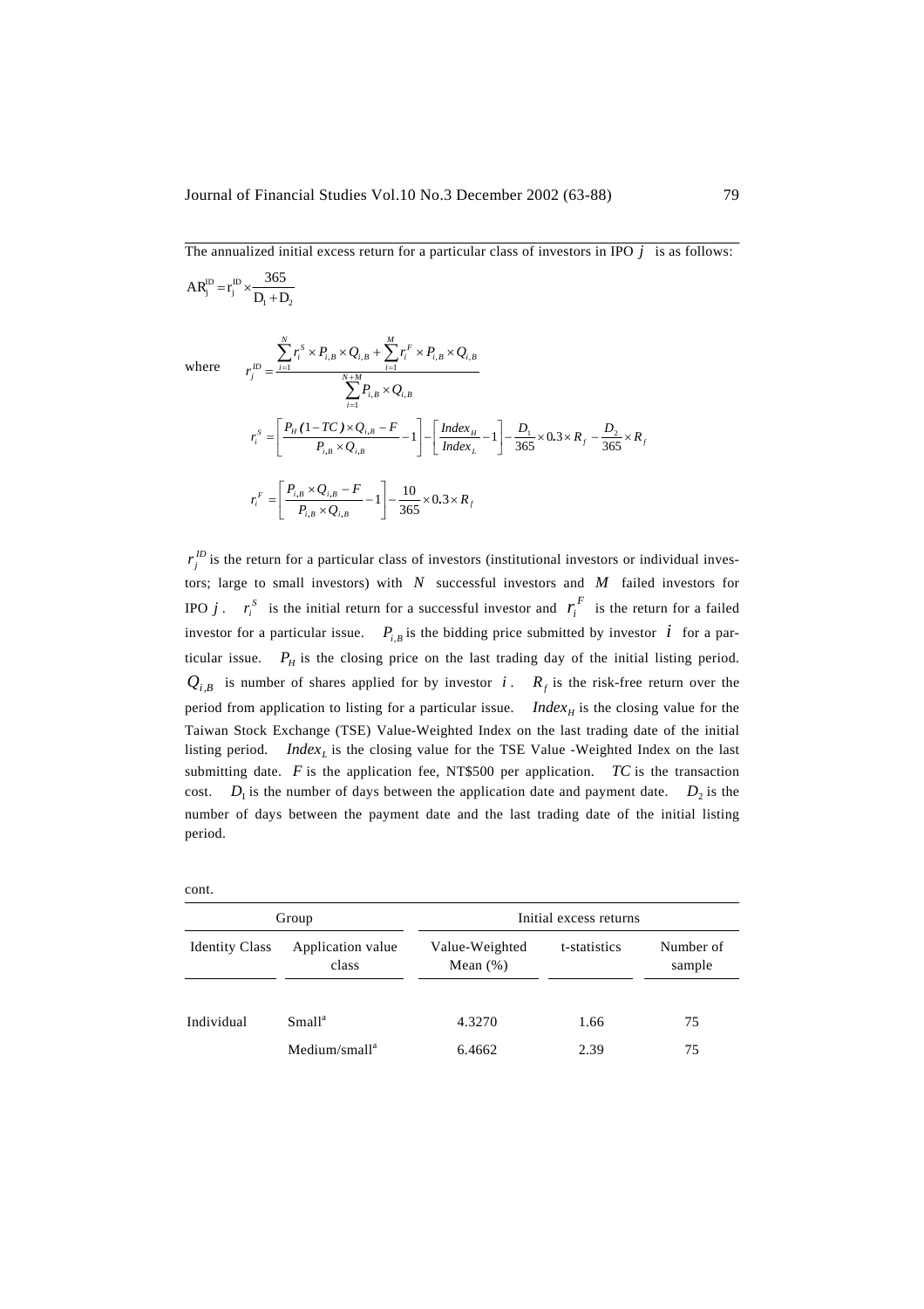The annualized initial excess return for a particular class of investors in IPO $j$ is as follows:

$$AR_j^{ID} = r_j^{ID} \times \frac{365}{D_1 + D_2}$$

where
$$r_j^{ID} = \frac{\sum_{i=1}^{N} r_i^S \times P_{i,B} \times Q_{i,B} + \sum_{i=1}^{M} r_i^F \times P_{i,B} \times Q_{i,B}}{\sum_{i=1}^{N+M} P_{i,B} \times Q_{i,B}}$$

$$r_i^S = \left[\frac{P_H (1-TC) \times Q_{i,B} - F}{P_{i,B} \times Q_{i,B}} - 1\right] - \left[\frac{Index_H}{Index_L} - 1\right] - \frac{D_1}{365} \times 0.3 \times R_f - \frac{D_2}{365} \times R_f$$

$$r_i^F = \left[\frac{P_{i,B} \times Q_{i,B} - F}{P_{i,B} \times Q_{i,B}} - 1\right] - \frac{10}{365} \times 0.3 \times R_f$$

$r_j^{ID}$ is the return for a particular class of investors (institutional investors or individual investors; large to small investors) with $N$ successful investors and $M$ failed investors for IPO $j$. $r_i^S$ is the initial return for a successful investor and $r_i^F$ is the return for a failed investor for a particular issue. $P_{i,B}$ is the bidding price submitted by investor $i$ for a particular issue. $P_H$ is the closing price on the last trading day of the initial listing period. $Q_{i,B}$ is number of shares applied for by investor $i$. $R_f$ is the risk-free return over the period from application to listing for a particular issue. $Index_H$ is the closing value for the Taiwan Stock Exchange (TSE) Value-Weighted Index on the last trading date of the initial listing period. $Index_L$ is the closing value for the TSE Value -Weighted Index on the last submitting date. $F$ is the application fee, NT$500 per application. $TC$ is the transaction cost. $D_1$ is the number of days between the application date and payment date. $D_2$ is the number of days between the payment date and the last trading date of the initial listing period.

cont.

| Group | | Initial excess returns | | |
|---|---|---|---|---|
| Identity Class | Application value class | Value-Weighted Mean (%) | t-statistics | Number of sample |
| Individual | Small[a] | 4.3270 | 1.66 | 75 |
| | Medium/small[a] | 6.4662 | 2.39 | 75 |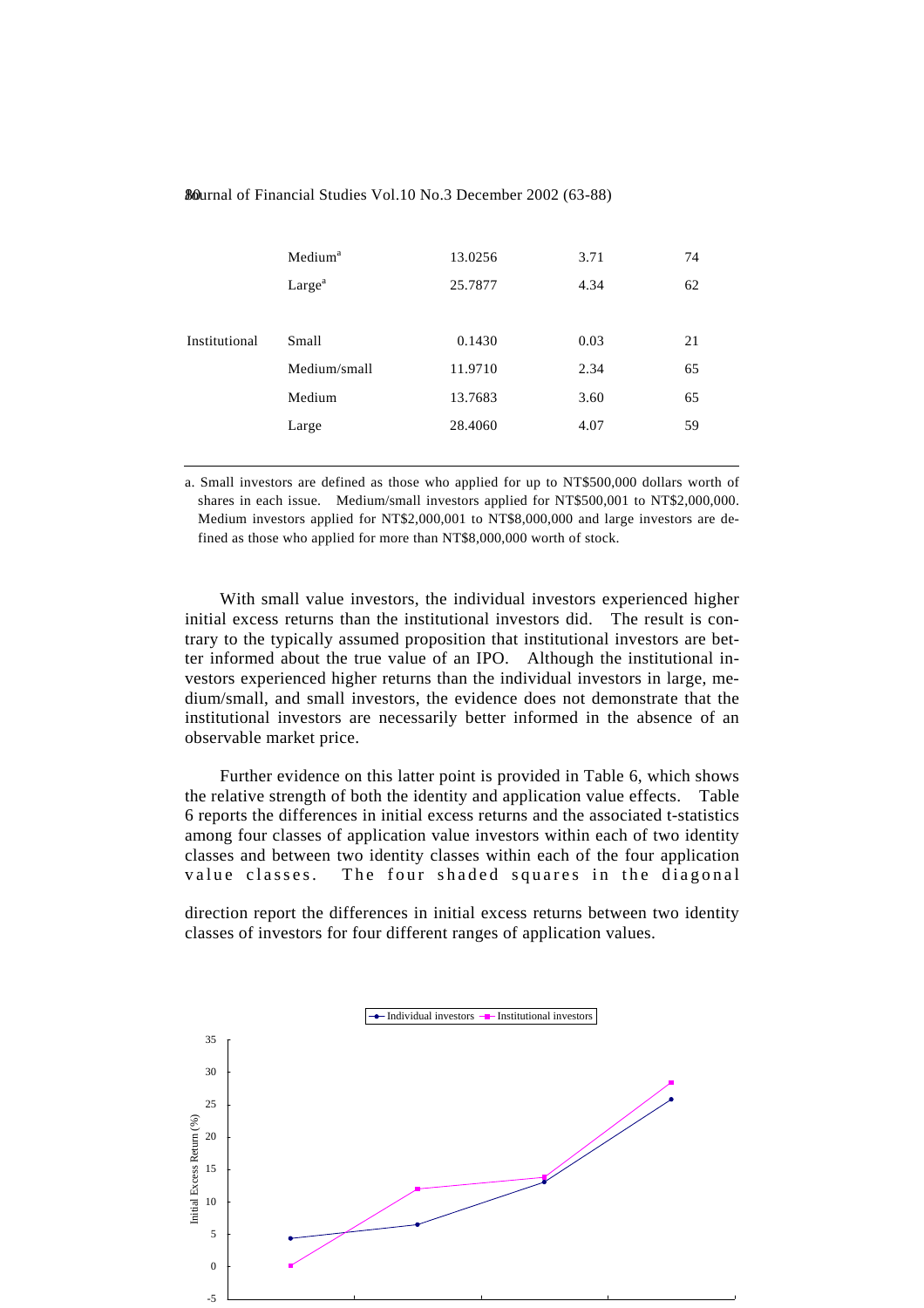| | | | | |
|---|---|---|---|---|
| | Medium[a] | 13.0256 | 3.71 | 74 |
| | Large[a] | 25.7877 | 4.34 | 62 |
| Institutional | Small | 0.1430 | 0.03 | 21 |
| | Medium/small | 11.9710 | 2.34 | 65 |
| | Medium | 13.7683 | 3.60 | 65 |
| | Large | 28.4060 | 4.07 | 59 |

a. Small investors are defined as those who applied for up to NT$500,000 dollars worth of shares in each issue. Medium/small investors applied for NT$500,001 to NT$2,000,000. Medium investors applied for NT$2,000,001 to NT$8,000,000 and large investors are defined as those who applied for more than NT$8,000,000 worth of stock.

With small value investors, the individual investors experienced higher initial excess returns than the institutional investors did. The result is contrary to the typically assumed proposition that institutional investors are better informed about the true value of an IPO. Although the institutional investors experienced higher returns than the individual investors in large, medium/small, and small investors, the evidence does not demonstrate that the institutional investors are necessarily better informed in the absence of an observable market price.

Further evidence on this latter point is provided in Table 6, which shows the relative strength of both the identity and application value effects. Table 6 reports the differences in initial excess returns and the associated t-statistics among four classes of application value investors within each of two identity classes and between two identity classes within each of the four application value classes. The four shaded squares in the diagonal direction report the differences in initial excess returns between two identity classes of investors for four different ranges of application values.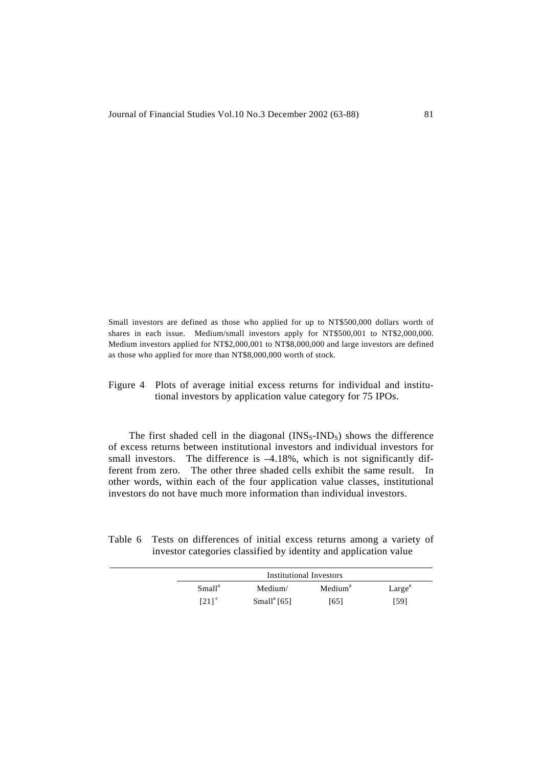Small investors are defined as those who applied for up to NT$500,000 dollars worth of shares in each issue. Medium/small investors apply for NT$500,001 to NT$2,000,000. Medium investors applied for NT$2,000,001 to NT$8,000,000 and large investors are defined as those who applied for more than NT$8,000,000 worth of stock.

Figure 4 Plots of average initial excess returns for individual and institutional investors by application value category for 75 IPOs.

The first shaded cell in the diagonal ($INS_S$-$IND_S$) shows the difference of excess returns between institutional investors and individual investors for small investors. The difference is –4.18%, which is not significantly different from zero. The other three shaded cells exhibit the same result. In other words, within each of the four application value classes, institutional investors do not have much more information than individual investors.

Table 6 Tests on differences of initial excess returns among a variety of investor categories classified by identity and application value

| | Institutional Investors | | | |
|---|---|---|---|---|
| | Small[a] [21][c] | Medium/ Small[a] [65] | Medium[a] [65] | Large[a] [59] |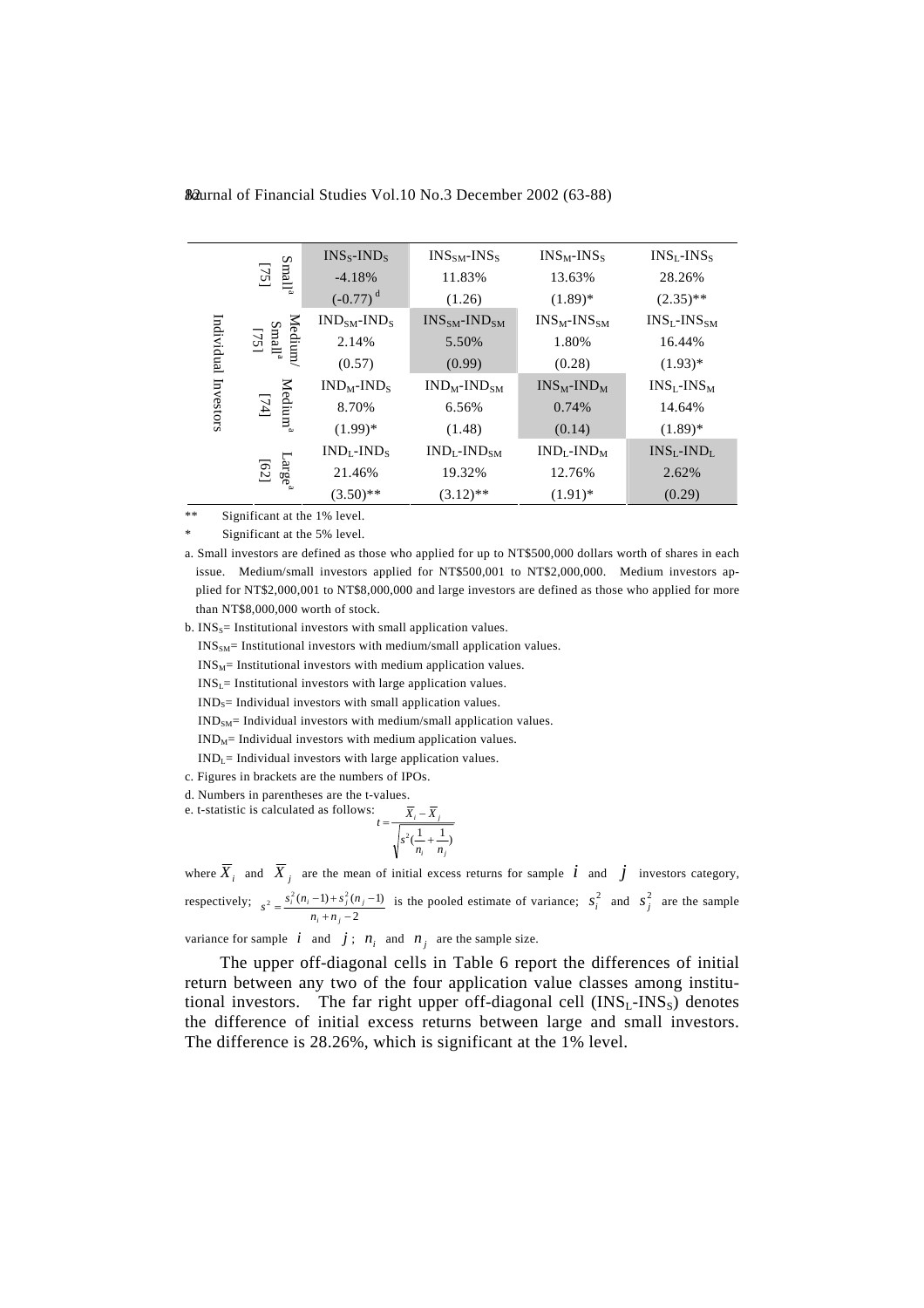| | | | | | |
|---|---|---|---|---|---|
| Individual Investors | Small[a] [75] | $INS_S$-$IND_S$ | $INS_{SM}$-$INS_S$ | $INS_M$-$INS_S$ | $INS_L$-$INS_S$ |
| | | -4.18% | 11.83% | 13.63% | 28.26% |
| | | (-0.77) [d] | (1.26) | (1.89)* | (2.35)** |
| | Medium/ Small[a] [75] | $IND_{SM}$-$IND_S$ | $INS_{SM}$-$IND_{SM}$ | $INS_M$-$INS_{SM}$ | $INS_L$-$INS_{SM}$ |
| | | 2.14% | 5.50% | 1.80% | 16.44% |
| | | (0.57) | (0.99) | (0.28) | (1.93)* |
| | Medium[a] [74] | $IND_M$-$IND_S$ | $IND_M$-$IND_{SM}$ | $INS_M$-$IND_M$ | $INS_L$-$INS_M$ |
| | | 8.70% | 6.56% | 0.74% | 14.64% |
| | | (1.99)* | (1.48) | (0.14) | (1.89)* |
| | Large[a] [62] | $IND_L$-$IND_S$ | $IND_L$-$IND_{SM}$ | $IND_L$-$IND_M$ | $INS_L$-$IND_L$ |
| | | 21.46% | 19.32% | 12.76% | 2.62% |
| | | (3.50)** | (3.12)** | (1.91)* | (0.29) |

** Significant at the 1% level.

\* Significant at the 5% level.

a. Small investors are defined as those who applied for up to NT$500,000 dollars worth of shares in each issue. Medium/small investors applied for NT$500,001 to NT$2,000,000. Medium investors applied for NT$2,000,001 to NT$8,000,000 and large investors are defined as those who applied for more than NT$8,000,000 worth of stock.

b. $INS_S$= Institutional investors with small application values.

$INS_{SM}$= Institutional investors with medium/small application values.

$INS_M$= Institutional investors with medium application values.

$INS_L$= Institutional investors with large application values.

$IND_S$= Individual investors with small application values.

$IND_{SM}$= Individual investors with medium/small application values.

$IND_M$= Individual investors with medium application values.

$IND_L$= Individual investors with large application values.

c. Figures in brackets are the numbers of IPOs.

d. Numbers in parentheses are the t-values.

e. t-statistic is calculated as follows:

$$t = \frac{\overline{X}_i - \overline{X}_j}{\sqrt{s^2\left(\frac{1}{n_i} + \frac{1}{n_j}\right)}}$$

where $\overline{X}_i$ and $\overline{X}_j$ are the mean of initial excess returns for sample $i$ and $j$ investors category, respectively; $s^2 = \frac{s_i^2(n_i - 1) + s_j^2(n_j - 1)}{n_i + n_j - 2}$ is the pooled estimate of variance; $s_i^2$ and $s_j^2$ are the sample variance for sample $i$ and $j$; $n_i$ and $n_j$ are the sample size.

The upper off-diagonal cells in Table 6 report the differences of initial return between any two of the four application value classes among institutional investors. The far right upper off-diagonal cell ($INS_L$-$INS_S$) denotes the difference of initial excess returns between large and small investors. The difference is 28.26%, which is significant at the 1% level.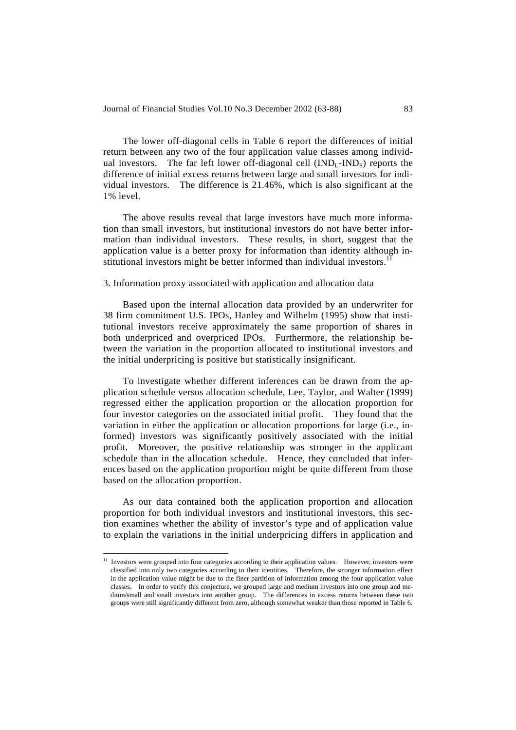The lower off-diagonal cells in Table 6 report the differences of initial return between any two of the four application value classes among individual investors. The far left lower off-diagonal cell ($IND_L$-$IND_S$) reports the difference of initial excess returns between large and small investors for individual investors. The difference is 21.46%, which is also significant at the 1% level.

The above results reveal that large investors have much more information than small investors, but institutional investors do not have better information than individual investors. These results, in short, suggest that the application value is a better proxy for information than identity although institutional investors might be better informed than individual investors.[11]

3. Information proxy associated with application and allocation data

Based upon the internal allocation data provided by an underwriter for 38 firm commitment U.S. IPOs, Hanley and Wilhelm (1995) show that institutional investors receive approximately the same proportion of shares in both underpriced and overpriced IPOs. Furthermore, the relationship between the variation in the proportion allocated to institutional investors and the initial underpricing is positive but statistically insignificant.

To investigate whether different inferences can be drawn from the application schedule versus allocation schedule, Lee, Taylor, and Walter (1999) regressed either the application proportion or the allocation proportion for four investor categories on the associated initial profit. They found that the variation in either the application or allocation proportions for large (i.e., informed) investors was significantly positively associated with the initial profit. Moreover, the positive relationship was stronger in the applicant schedule than in the allocation schedule. Hence, they concluded that inferences based on the application proportion might be quite different from those based on the allocation proportion.

As our data contained both the application proportion and allocation proportion for both individual investors and institutional investors, this section examines whether the ability of investor's type and of application value to explain the variations in the initial underpricing differs in application and

[11] Investors were grouped into four categories according to their application values. However, investors were classified into only two categories according to their identities. Therefore, the stronger information effect in the application value might be due to the finer partition of information among the four application value classes. In order to verify this conjecture, we grouped large and medium investors into one group and medium/small and small investors into another group. The differences in excess returns between these two groups were still significantly different from zero, although somewhat weaker than those reported in Table 6.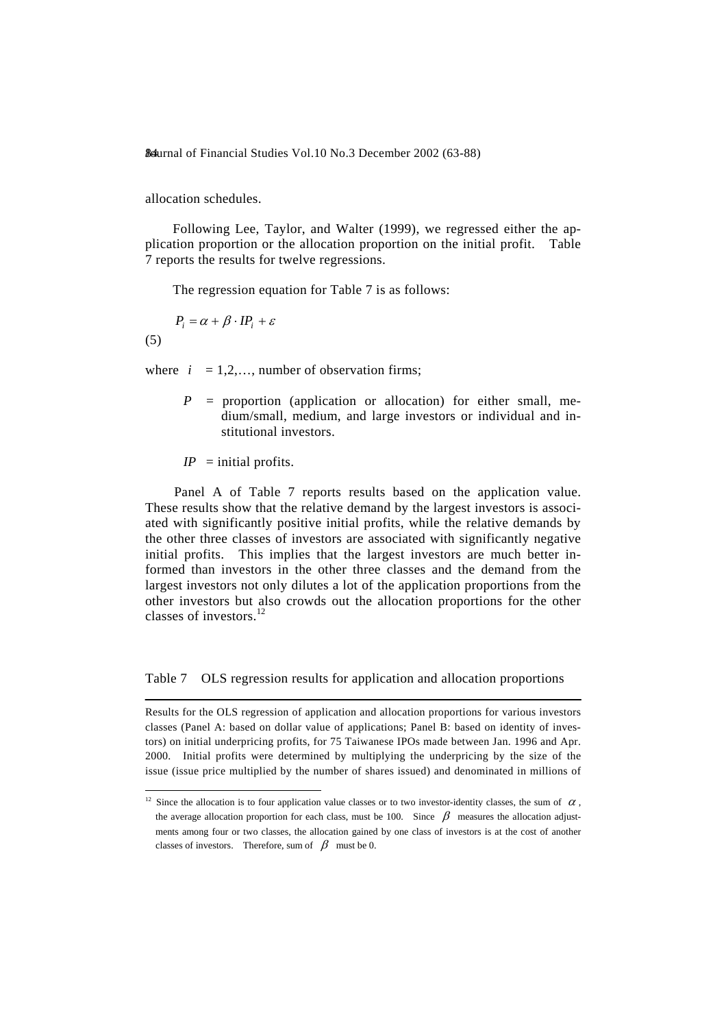allocation schedules.

Following Lee, Taylor, and Walter (1999), we regressed either the application proportion or the allocation proportion on the initial profit. Table 7 reports the results for twelve regressions.

The regression equation for Table 7 is as follows:

$$P_i = \alpha + \beta \cdot IP_i + \varepsilon \tag{5}$$

where $i$ = 1,2,…, number of observation firms;

$P$ = proportion (application or allocation) for either small, medium/small, medium, and large investors or individual and institutional investors.

$IP$ = initial profits.

Panel A of Table 7 reports results based on the application value. These results show that the relative demand by the largest investors is associated with significantly positive initial profits, while the relative demands by the other three classes of investors are associated with significantly negative initial profits. This implies that the largest investors are much better informed than investors in the other three classes and the demand from the largest investors not only dilutes a lot of the application proportions from the other investors but also crowds out the allocation proportions for the other classes of investors.[12]

Table 7 OLS regression results for application and allocation proportions

Results for the OLS regression of application and allocation proportions for various investors classes (Panel A: based on dollar value of applications; Panel B: based on identity of investors) on initial underpricing profits, for 75 Taiwanese IPOs made between Jan. 1996 and Apr. 2000. Initial profits were determined by multiplying the underpricing by the size of the issue (issue price multiplied by the number of shares issued) and denominated in millions of

[12] Since the allocation is to four application value classes or to two investor-identity classes, the sum of $\alpha$, the average allocation proportion for each class, must be 100. Since $\beta$ measures the allocation adjustments among four or two classes, the allocation gained by one class of investors is at the cost of another classes of investors. Therefore, sum of $\beta$ must be 0.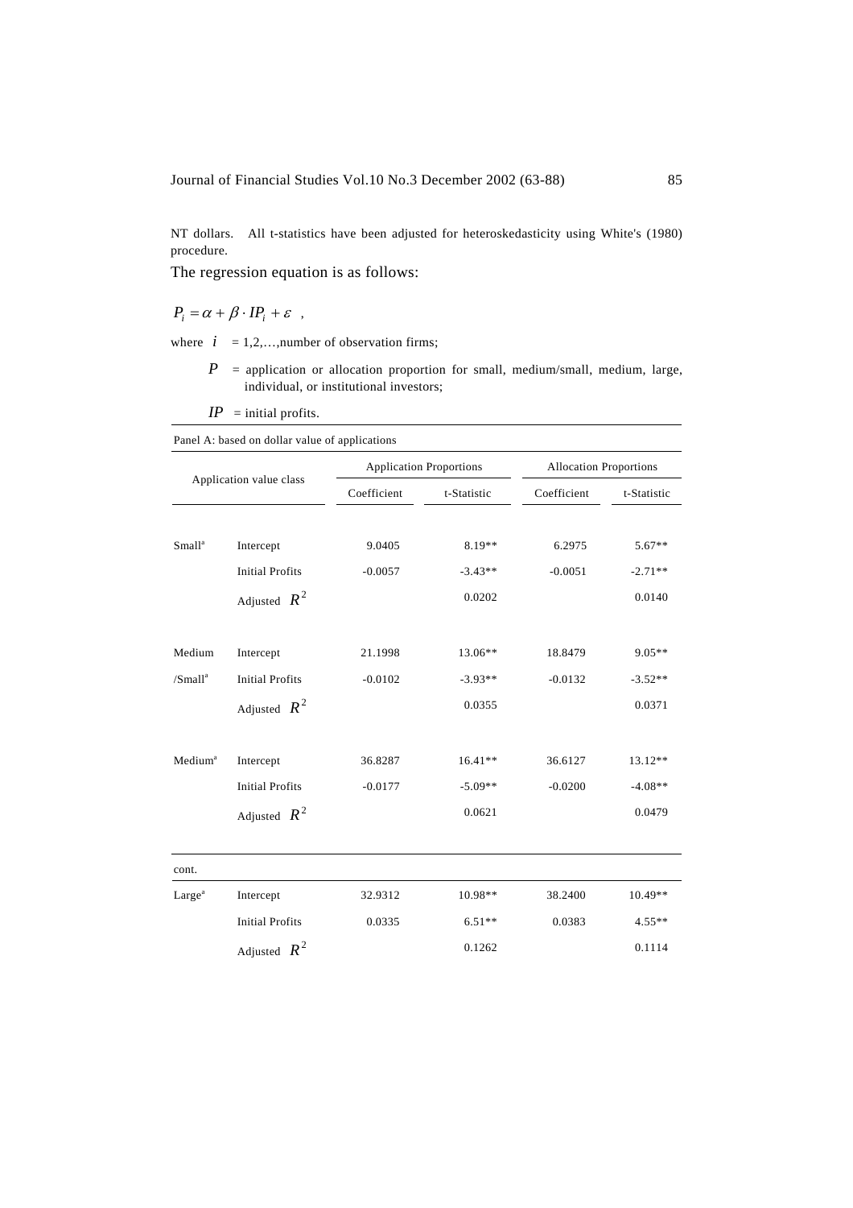NT dollars. All t-statistics have been adjusted for heteroskedasticity using White's (1980) procedure.

The regression equation is as follows:

$$P_i = \alpha + \beta \cdot IP_i + \varepsilon \ ,$$

where $i$ = 1,2,…,number of observation firms;

$P$ = application or allocation proportion for small, medium/small, medium, large, individual, or institutional investors;

$IP$ = initial profits.

Panel A: based on dollar value of applications

| Application value class | | Application Proportions | | Allocation Proportions | |
|---|---|---|---|---|---|
| | | Coefficient | t-Statistic | Coefficient | t-Statistic |
| Small[a] | Intercept | 9.0405 | 8.19** | 6.2975 | 5.67** |
| | Initial Profits | -0.0057 | -3.43** | -0.0051 | -2.71** |
| | Adjusted $R^2$ | | 0.0202 | | 0.0140 |
| Medium /Small[a] | Intercept | 21.1998 | 13.06** | 18.8479 | 9.05** |
| | Initial Profits | -0.0102 | -3.93** | -0.0132 | -3.52** |
| | Adjusted $R^2$ | | 0.0355 | | 0.0371 |
| Medium[a] | Intercept | 36.8287 | 16.41** | 36.6127 | 13.12** |
| | Initial Profits | -0.0177 | -5.09** | -0.0200 | -4.08** |
| | Adjusted $R^2$ | | 0.0621 | | 0.0479 |
| Large[a] | Intercept | 32.9312 | 10.98** | 38.2400 | 10.49** |
| | Initial Profits | 0.0335 | 6.51** | 0.0383 | 4.55** |
| | Adjusted $R^2$ | | 0.1262 | | 0.1114 |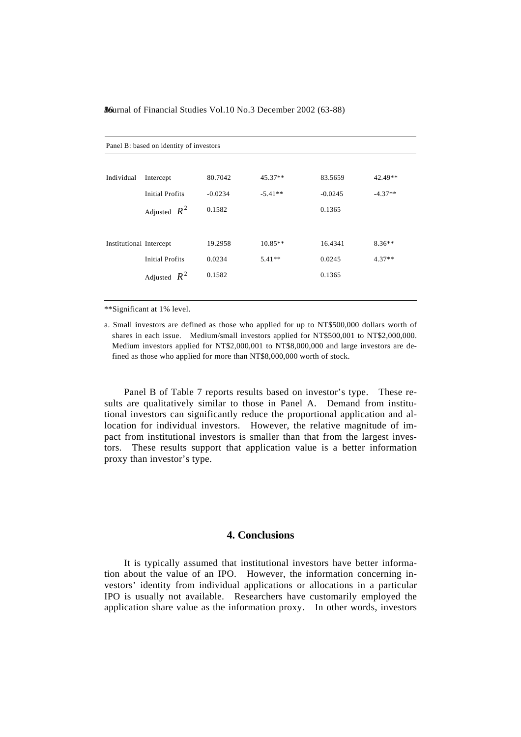| Panel B: based on identity of investors | | | | | |
|---|---|---|---|---|---|
| Individual | Intercept | 80.7042 | 45.37** | 83.5659 | 42.49** |
| | Initial Profits | -0.0234 | -5.41** | -0.0245 | -4.37** |
| | Adjusted $R^2$ | 0.1582 | | 0.1365 | |
| Institutional | Intercept | 19.2958 | 10.85** | 16.4341 | 8.36** |
| | Initial Profits | 0.0234 | 5.41** | 0.0245 | 4.37** |
| | Adjusted $R^2$ | 0.1582 | | 0.1365 | |

**Significant at 1% level.

a. Small investors are defined as those who applied for up to NT$500,000 dollars worth of shares in each issue. Medium/small investors applied for NT$500,001 to NT$2,000,000. Medium investors applied for NT$2,000,001 to NT$8,000,000 and large investors are defined as those who applied for more than NT$8,000,000 worth of stock.

Panel B of Table 7 reports results based on investor's type. These results are qualitatively similar to those in Panel A. Demand from institutional investors can significantly reduce the proportional application and allocation for individual investors. However, the relative magnitude of impact from institutional investors is smaller than that from the largest investors. These results support that application value is a better information proxy than investor's type.

## 4. Conclusions

It is typically assumed that institutional investors have better information about the value of an IPO. However, the information concerning investors' identity from individual applications or allocations in a particular IPO is usually not available. Researchers have customarily employed the application share value as the information proxy. In other words, investors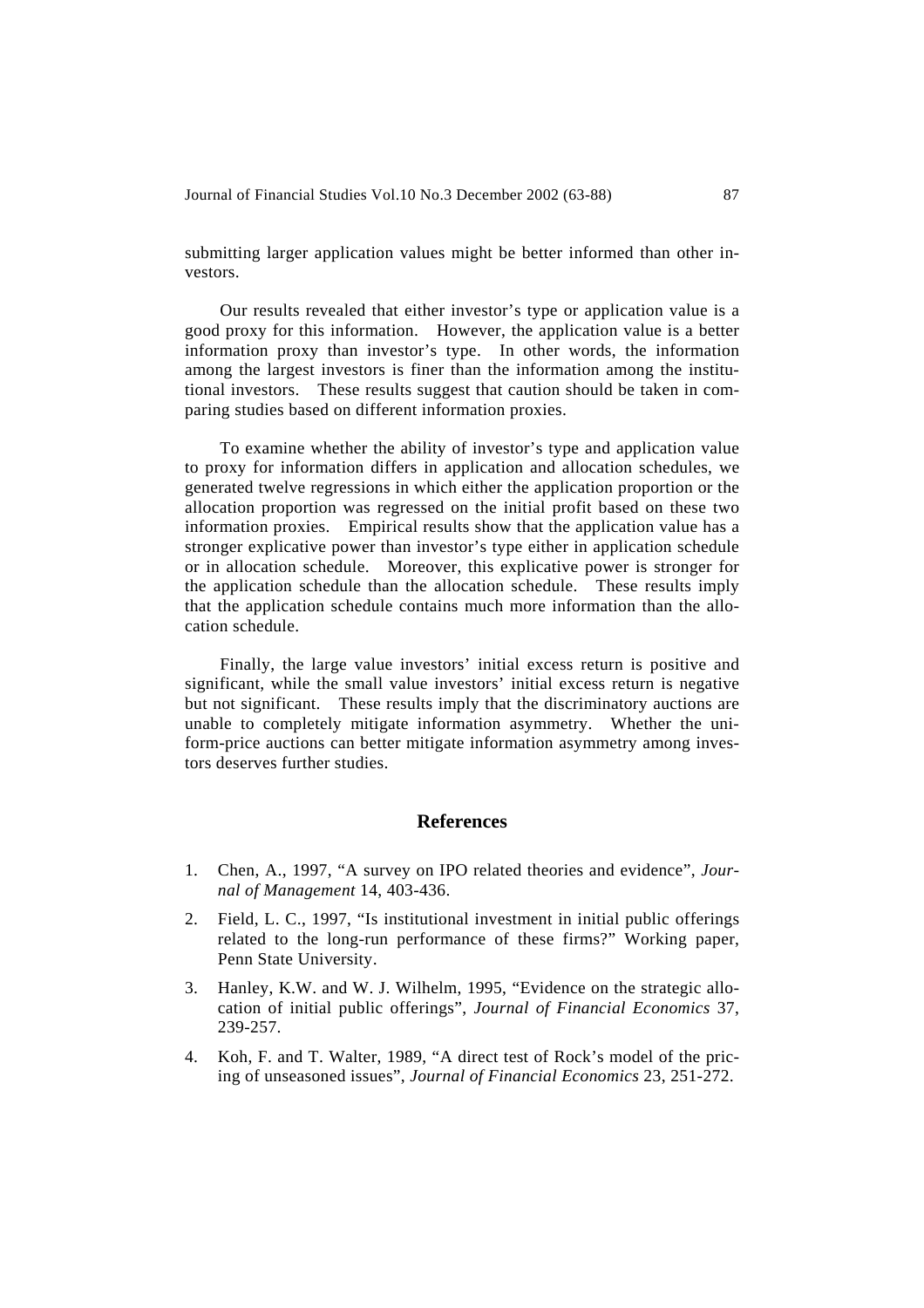submitting larger application values might be better informed than other investors.

Our results revealed that either investor's type or application value is a good proxy for this information. However, the application value is a better information proxy than investor's type. In other words, the information among the largest investors is finer than the information among the institutional investors. These results suggest that caution should be taken in comparing studies based on different information proxies.

To examine whether the ability of investor's type and application value to proxy for information differs in application and allocation schedules, we generated twelve regressions in which either the application proportion or the allocation proportion was regressed on the initial profit based on these two information proxies. Empirical results show that the application value has a stronger explicative power than investor's type either in application schedule or in allocation schedule. Moreover, this explicative power is stronger for the application schedule than the allocation schedule. These results imply that the application schedule contains much more information than the allocation schedule.

Finally, the large value investors' initial excess return is positive and significant, while the small value investors' initial excess return is negative but not significant. These results imply that the discriminatory auctions are unable to completely mitigate information asymmetry. Whether the uniform-price auctions can better mitigate information asymmetry among investors deserves further studies.

## References

1. Chen, A., 1997, "A survey on IPO related theories and evidence", *Journal of Management* 14, 403-436.
2. Field, L. C., 1997, "Is institutional investment in initial public offerings related to the long-run performance of these firms?" Working paper, Penn State University.
3. Hanley, K.W. and W. J. Wilhelm, 1995, "Evidence on the strategic allocation of initial public offerings", *Journal of Financial Economics* 37, 239-257.
4. Koh, F. and T. Walter, 1989, "A direct test of Rock's model of the pricing of unseasoned issues", *Journal of Financial Economics* 23, 251-272.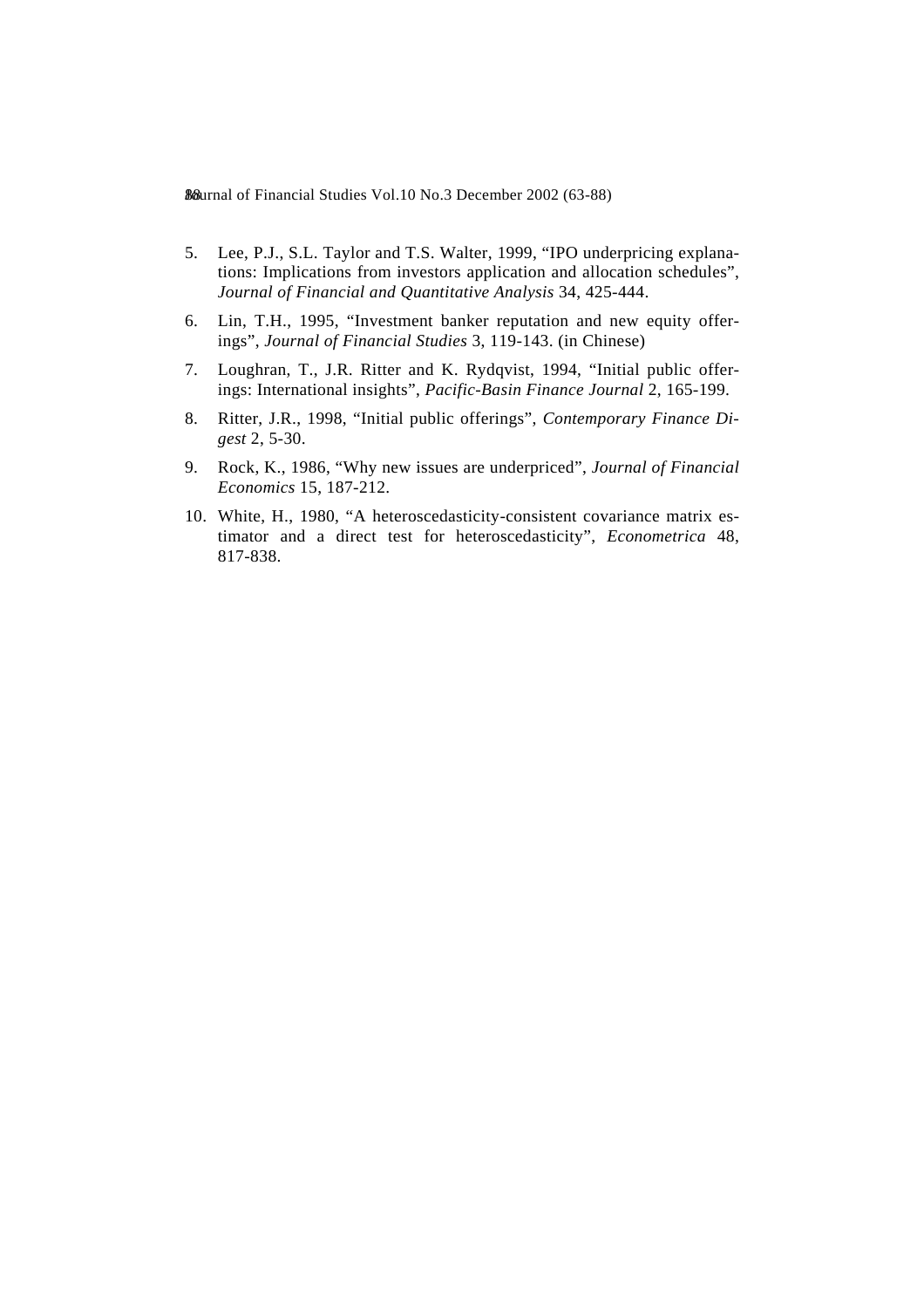5. Lee, P.J., S.L. Taylor and T.S. Walter, 1999, "IPO underpricing explanations: Implications from investors application and allocation schedules", *Journal of Financial and Quantitative Analysis* 34, 425-444.

6. Lin, T.H., 1995, "Investment banker reputation and new equity offerings", *Journal of Financial Studies* 3, 119-143. (in Chinese)

7. Loughran, T., J.R. Ritter and K. Rydqvist, 1994, "Initial public offerings: International insights", *Pacific-Basin Finance Journal* 2, 165-199.

8. Ritter, J.R., 1998, "Initial public offerings", *Contemporary Finance Digest* 2, 5-30.

9. Rock, K., 1986, "Why new issues are underpriced", *Journal of Financial Economics* 15, 187-212.

10. White, H., 1980, "A heteroscedasticity-consistent covariance matrix estimator and a direct test for heteroscedasticity", *Econometrica* 48, 817-838.